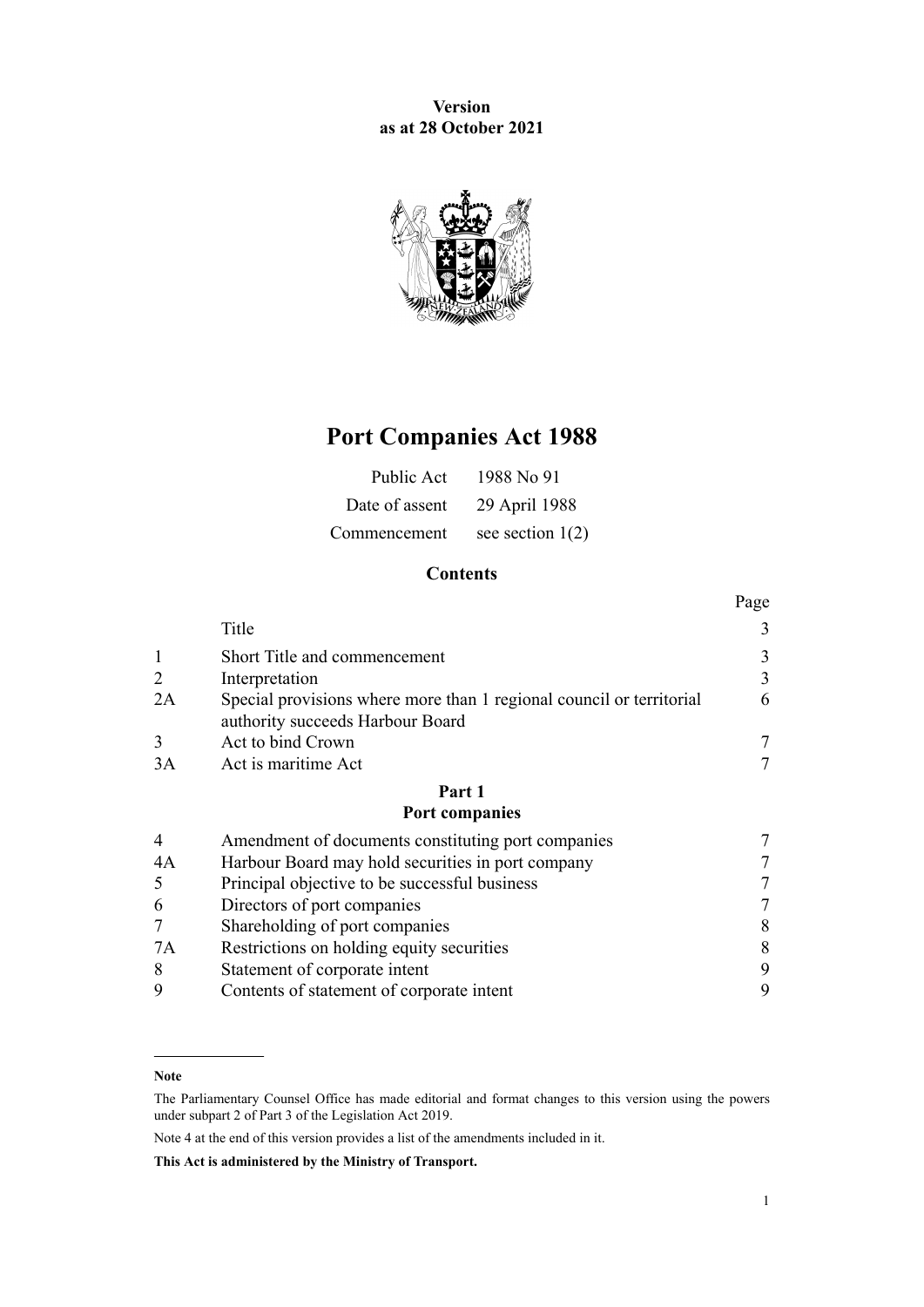**Version**
**as at 28 October 2021**

# Port Companies Act 1988

| | |
|---|---|
| Public Act | 1988 No 91 |
| Date of assent | 29 April 1988 |
| Commencement | see section 1(2) |

## Contents

| | | Page |
|---|---|---|
| | Title | 3 |
| 1 | Short Title and commencement | 3 |
| 2 | Interpretation | 3 |
| 2A | Special provisions where more than 1 regional council or territorial authority succeeds Harbour Board | 6 |
| 3 | Act to bind Crown | 7 |
| 3A | Act is maritime Act | 7 |
| | **Part 1** **Port companies** | |
| 4 | Amendment of documents constituting port companies | 7 |
| 4A | Harbour Board may hold securities in port company | 7 |
| 5 | Principal objective to be successful business | 7 |
| 6 | Directors of port companies | 7 |
| 7 | Shareholding of port companies | 8 |
| 7A | Restrictions on holding equity securities | 8 |
| 8 | Statement of corporate intent | 9 |
| 9 | Contents of statement of corporate intent | 9 |

---

**Note**

The Parliamentary Counsel Office has made editorial and format changes to this version using the powers under subpart 2 of Part 3 of the Legislation Act 2019.

Note 4 at the end of this version provides a list of the amendments included in it.

**This Act is administered by the Ministry of Transport.**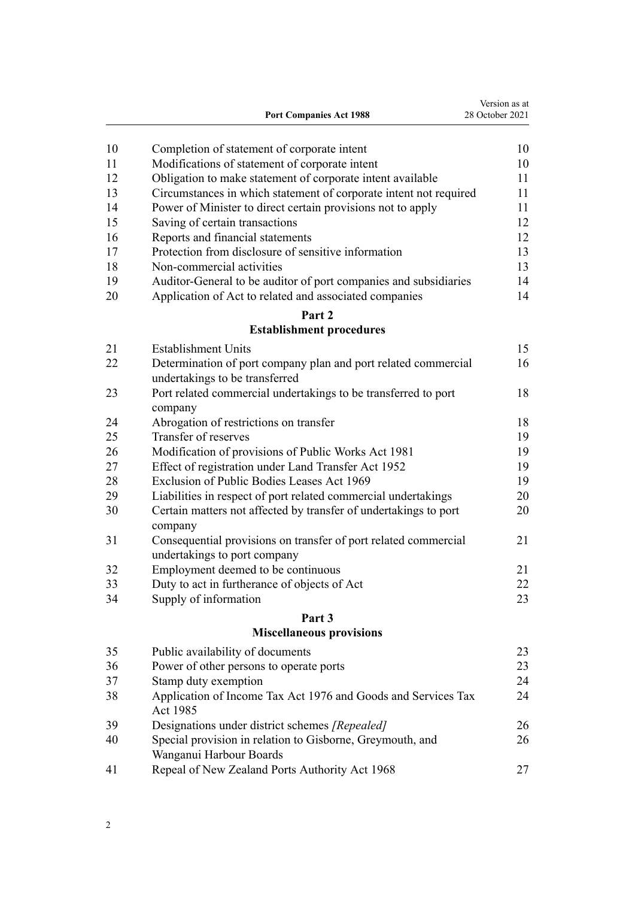| | | |
|---|---|---|
| 10 | Completion of statement of corporate intent | 10 |
| 11 | Modifications of statement of corporate intent | 10 |
| 12 | Obligation to make statement of corporate intent available | 11 |
| 13 | Circumstances in which statement of corporate intent not required | 11 |
| 14 | Power of Minister to direct certain provisions not to apply | 11 |
| 15 | Saving of certain transactions | 12 |
| 16 | Reports and financial statements | 12 |
| 17 | Protection from disclosure of sensitive information | 13 |
| 18 | Non-commercial activities | 13 |
| 19 | Auditor-General to be auditor of port companies and subsidiaries | 14 |
| 20 | Application of Act to related and associated companies | 14 |

## Part 2
## Establishment procedures

| | | |
|---|---|---|
| 21 | Establishment Units | 15 |
| 22 | Determination of port company plan and port related commercial undertakings to be transferred | 16 |
| 23 | Port related commercial undertakings to be transferred to port company | 18 |
| 24 | Abrogation of restrictions on transfer | 18 |
| 25 | Transfer of reserves | 19 |
| 26 | Modification of provisions of Public Works Act 1981 | 19 |
| 27 | Effect of registration under Land Transfer Act 1952 | 19 |
| 28 | Exclusion of Public Bodies Leases Act 1969 | 19 |
| 29 | Liabilities in respect of port related commercial undertakings | 20 |
| 30 | Certain matters not affected by transfer of undertakings to port company | 20 |
| 31 | Consequential provisions on transfer of port related commercial undertakings to port company | 21 |
| 32 | Employment deemed to be continuous | 21 |
| 33 | Duty to act in furtherance of objects of Act | 22 |
| 34 | Supply of information | 23 |

## Part 3
## Miscellaneous provisions

| | | |
|---|---|---|
| 35 | Public availability of documents | 23 |
| 36 | Power of other persons to operate ports | 23 |
| 37 | Stamp duty exemption | 24 |
| 38 | Application of Income Tax Act 1976 and Goods and Services Tax Act 1985 | 24 |
| 39 | Designations under district schemes *[Repealed]* | 26 |
| 40 | Special provision in relation to Gisborne, Greymouth, and Wanganui Harbour Boards | 26 |
| 41 | Repeal of New Zealand Ports Authority Act 1968 | 27 |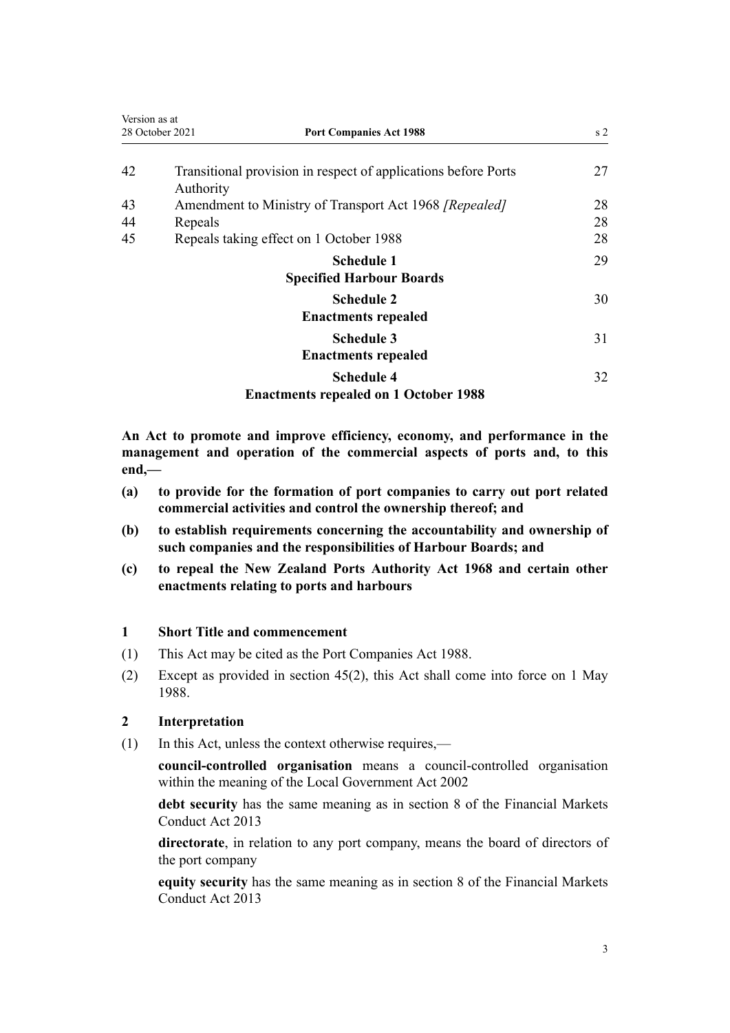| | | |
|---|---|---|
| 42 | Transitional provision in respect of applications before Ports Authority | 27 |
| 43 | Amendment to Ministry of Transport Act 1968 *[Repealed]* | 28 |
| 44 | Repeals | 28 |
| 45 | Repeals taking effect on 1 October 1988 | 28 |
| | **Schedule 1** **Specified Harbour Boards** | 29 |
| | **Schedule 2** **Enactments repealed** | 30 |
| | **Schedule 3** **Enactments repealed** | 31 |
| | **Schedule 4** **Enactments repealed on 1 October 1988** | 32 |

**An Act to promote and improve efficiency, economy, and performance in the management and operation of the commercial aspects of ports and, to this end,—**

- **(a) to provide for the formation of port companies to carry out port related commercial activities and control the ownership thereof; and**
- **(b) to establish requirements concerning the accountability and ownership of such companies and the responsibilities of Harbour Boards; and**
- **(c) to repeal the New Zealand Ports Authority Act 1968 and certain other enactments relating to ports and harbours**

### 1 Short Title and commencement

(1) This Act may be cited as the Port Companies Act 1988.

(2) Except as provided in section 45(2), this Act shall come into force on 1 May 1988.

### 2 Interpretation

(1) In this Act, unless the context otherwise requires,—

**council-controlled organisation** means a council-controlled organisation within the meaning of the Local Government Act 2002

**debt security** has the same meaning as in section 8 of the Financial Markets Conduct Act 2013

**directorate**, in relation to any port company, means the board of directors of the port company

**equity security** has the same meaning as in section 8 of the Financial Markets Conduct Act 2013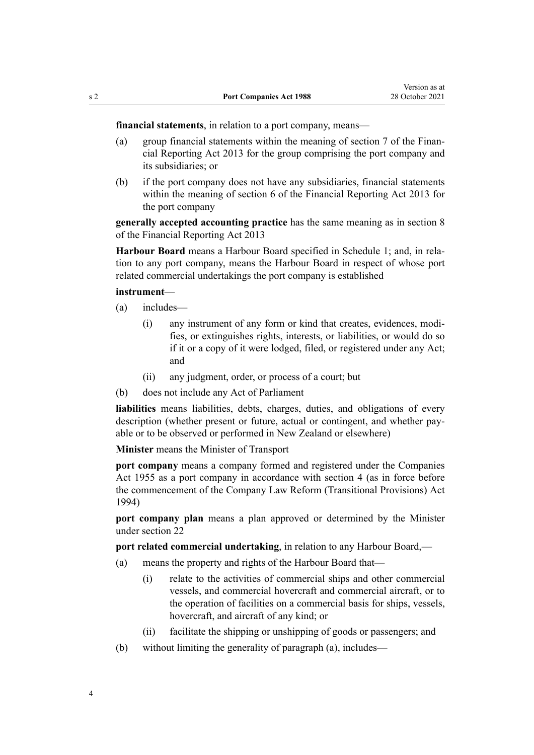**financial statements**, in relation to a port company, means—

- (a) group financial statements within the meaning of section 7 of the Financial Reporting Act 2013 for the group comprising the port company and its subsidiaries; or
- (b) if the port company does not have any subsidiaries, financial statements within the meaning of section 6 of the Financial Reporting Act 2013 for the port company

**generally accepted accounting practice** has the same meaning as in section 8 of the Financial Reporting Act 2013

**Harbour Board** means a Harbour Board specified in Schedule 1; and, in relation to any port company, means the Harbour Board in respect of whose port related commercial undertakings the port company is established

**instrument**—

- (a) includes—
  - (i) any instrument of any form or kind that creates, evidences, modifies, or extinguishes rights, interests, or liabilities, or would do so if it or a copy of it were lodged, filed, or registered under any Act; and
  - (ii) any judgment, order, or process of a court; but
- (b) does not include any Act of Parliament

**liabilities** means liabilities, debts, charges, duties, and obligations of every description (whether present or future, actual or contingent, and whether payable or to be observed or performed in New Zealand or elsewhere)

**Minister** means the Minister of Transport

**port company** means a company formed and registered under the Companies Act 1955 as a port company in accordance with section 4 (as in force before the commencement of the Company Law Reform (Transitional Provisions) Act 1994)

**port company plan** means a plan approved or determined by the Minister under section 22

**port related commercial undertaking**, in relation to any Harbour Board,—

- (a) means the property and rights of the Harbour Board that—
  - (i) relate to the activities of commercial ships and other commercial vessels, and commercial hovercraft and commercial aircraft, or to the operation of facilities on a commercial basis for ships, vessels, hovercraft, and aircraft of any kind; or
  - (ii) facilitate the shipping or unshipping of goods or passengers; and
- (b) without limiting the generality of paragraph (a), includes—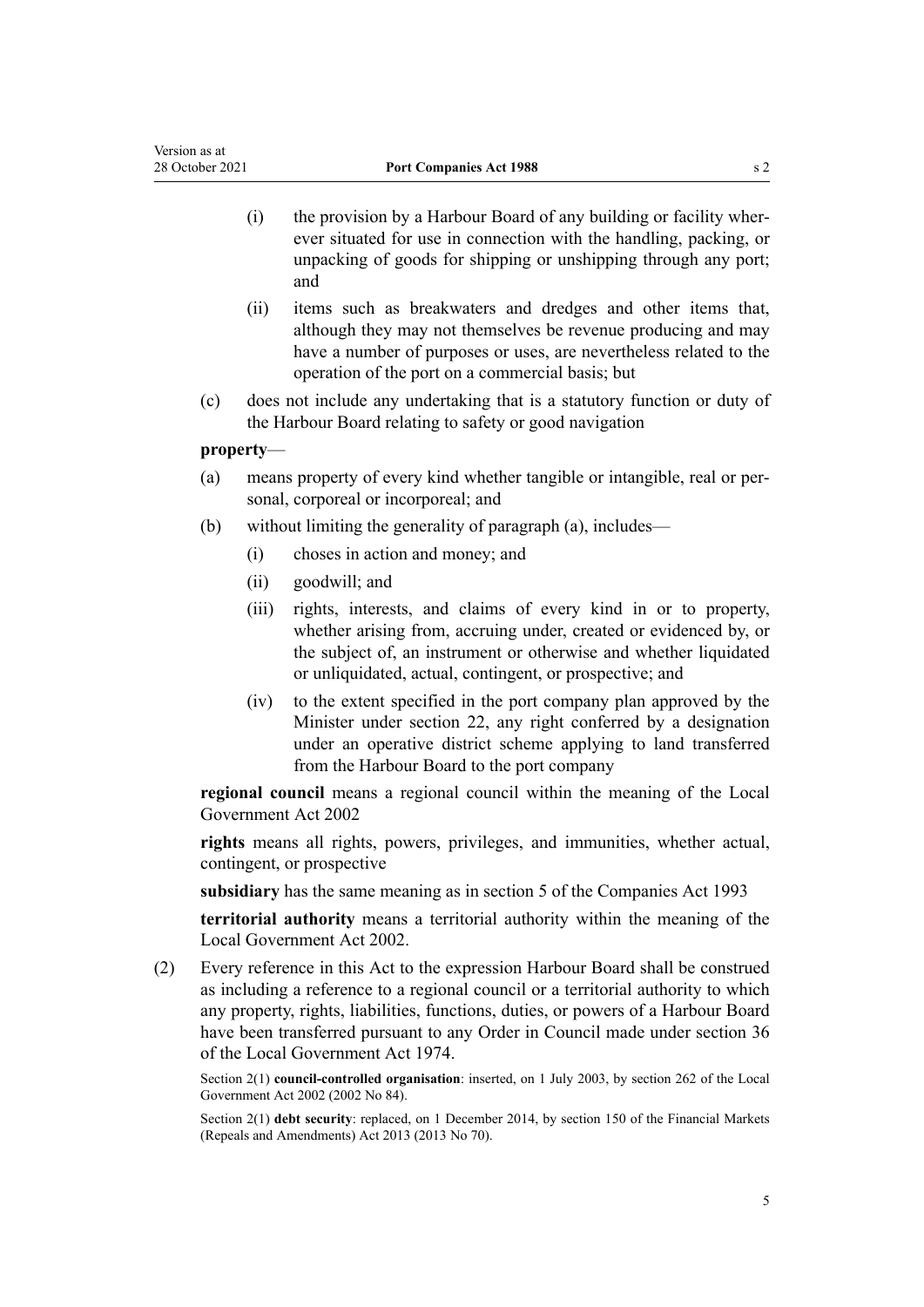- (i) the provision by a Harbour Board of any building or facility wherever situated for use in connection with the handling, packing, or unpacking of goods for shipping or unshipping through any port; and
- (ii) items such as breakwaters and dredges and other items that, although they may not themselves be revenue producing and may have a number of purposes or uses, are nevertheless related to the operation of the port on a commercial basis; but
- (c) does not include any undertaking that is a statutory function or duty of the Harbour Board relating to safety or good navigation

**property**—

- (a) means property of every kind whether tangible or intangible, real or personal, corporeal or incorporeal; and
- (b) without limiting the generality of paragraph (a), includes—
  - (i) choses in action and money; and
  - (ii) goodwill; and
  - (iii) rights, interests, and claims of every kind in or to property, whether arising from, accruing under, created or evidenced by, or the subject of, an instrument or otherwise and whether liquidated or unliquidated, actual, contingent, or prospective; and
  - (iv) to the extent specified in the port company plan approved by the Minister under section 22, any right conferred by a designation under an operative district scheme applying to land transferred from the Harbour Board to the port company

**regional council** means a regional council within the meaning of the Local Government Act 2002

**rights** means all rights, powers, privileges, and immunities, whether actual, contingent, or prospective

**subsidiary** has the same meaning as in section 5 of the Companies Act 1993

**territorial authority** means a territorial authority within the meaning of the Local Government Act 2002.

(2) Every reference in this Act to the expression Harbour Board shall be construed as including a reference to a regional council or a territorial authority to which any property, rights, liabilities, functions, duties, or powers of a Harbour Board have been transferred pursuant to any Order in Council made under section 36 of the Local Government Act 1974.

Section 2(1) **council-controlled organisation**: inserted, on 1 July 2003, by section 262 of the Local Government Act 2002 (2002 No 84).

Section 2(1) **debt security**: replaced, on 1 December 2014, by section 150 of the Financial Markets (Repeals and Amendments) Act 2013 (2013 No 70).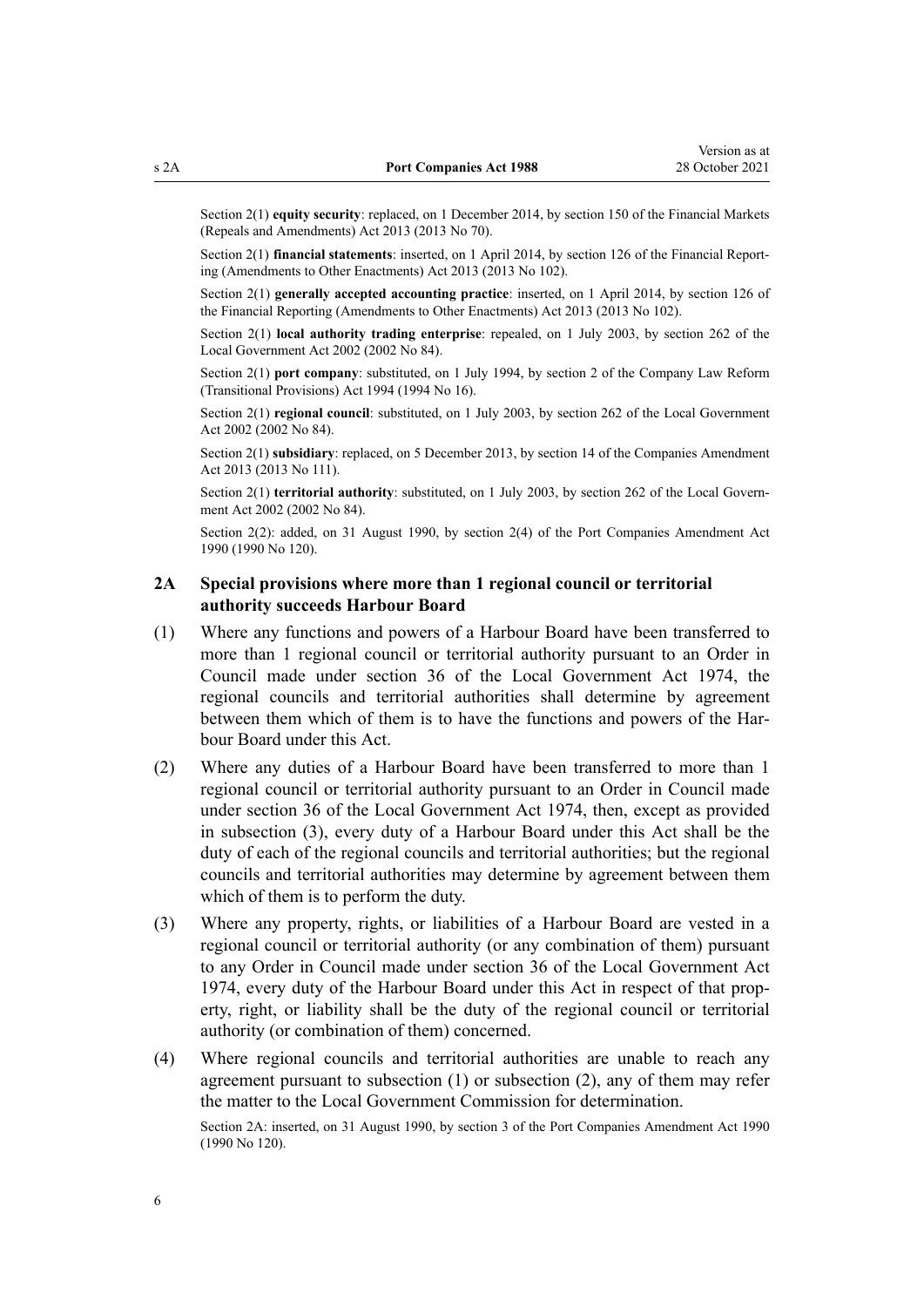Section 2(1) **equity security**: replaced, on 1 December 2014, by section 150 of the Financial Markets (Repeals and Amendments) Act 2013 (2013 No 70).

Section 2(1) **financial statements**: inserted, on 1 April 2014, by section 126 of the Financial Reporting (Amendments to Other Enactments) Act 2013 (2013 No 102).

Section 2(1) **generally accepted accounting practice**: inserted, on 1 April 2014, by section 126 of the Financial Reporting (Amendments to Other Enactments) Act 2013 (2013 No 102).

Section 2(1) **local authority trading enterprise**: repealed, on 1 July 2003, by section 262 of the Local Government Act 2002 (2002 No 84).

Section 2(1) **port company**: substituted, on 1 July 1994, by section 2 of the Company Law Reform (Transitional Provisions) Act 1994 (1994 No 16).

Section 2(1) **regional council**: substituted, on 1 July 2003, by section 262 of the Local Government Act 2002 (2002 No 84).

Section 2(1) **subsidiary**: replaced, on 5 December 2013, by section 14 of the Companies Amendment Act 2013 (2013 No 111).

Section 2(1) **territorial authority**: substituted, on 1 July 2003, by section 262 of the Local Government Act 2002 (2002 No 84).

Section 2(2): added, on 31 August 1990, by section 2(4) of the Port Companies Amendment Act 1990 (1990 No 120).

### 2A Special provisions where more than 1 regional council or territorial authority succeeds Harbour Board

(1) Where any functions and powers of a Harbour Board have been transferred to more than 1 regional council or territorial authority pursuant to an Order in Council made under section 36 of the Local Government Act 1974, the regional councils and territorial authorities shall determine by agreement between them which of them is to have the functions and powers of the Harbour Board under this Act.

(2) Where any duties of a Harbour Board have been transferred to more than 1 regional council or territorial authority pursuant to an Order in Council made under section 36 of the Local Government Act 1974, then, except as provided in subsection (3), every duty of a Harbour Board under this Act shall be the duty of each of the regional councils and territorial authorities; but the regional councils and territorial authorities may determine by agreement between them which of them is to perform the duty.

(3) Where any property, rights, or liabilities of a Harbour Board are vested in a regional council or territorial authority (or any combination of them) pursuant to any Order in Council made under section 36 of the Local Government Act 1974, every duty of the Harbour Board under this Act in respect of that property, right, or liability shall be the duty of the regional council or territorial authority (or combination of them) concerned.

(4) Where regional councils and territorial authorities are unable to reach any agreement pursuant to subsection (1) or subsection (2), any of them may refer the matter to the Local Government Commission for determination.

Section 2A: inserted, on 31 August 1990, by section 3 of the Port Companies Amendment Act 1990 (1990 No 120).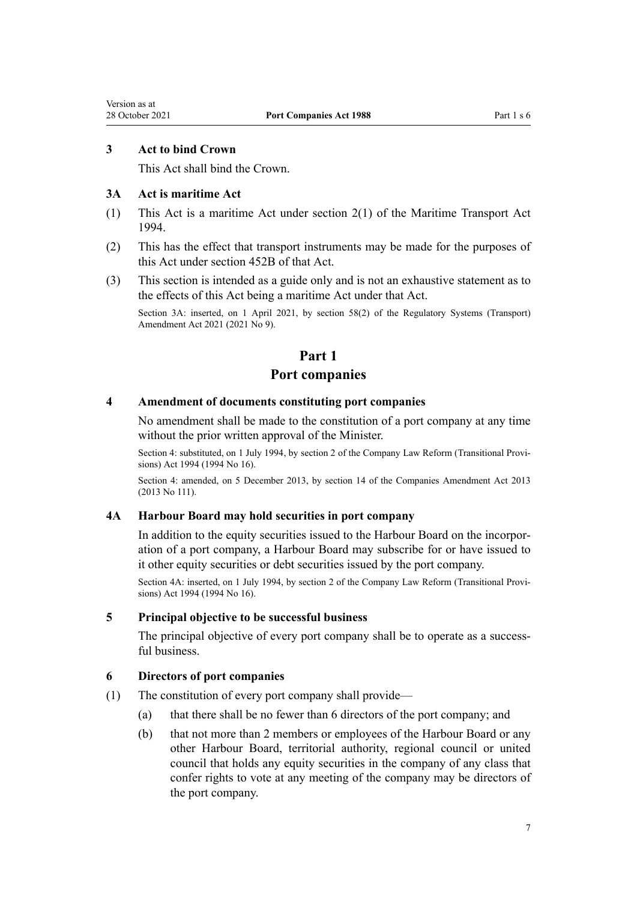### 3 Act to bind Crown

This Act shall bind the Crown.

### 3A Act is maritime Act

(1) This Act is a maritime Act under section 2(1) of the Maritime Transport Act 1994.

(2) This has the effect that transport instruments may be made for the purposes of this Act under section 452B of that Act.

(3) This section is intended as a guide only and is not an exhaustive statement as to the effects of this Act being a maritime Act under that Act.

Section 3A: inserted, on 1 April 2021, by section 58(2) of the Regulatory Systems (Transport) Amendment Act 2021 (2021 No 9).

## Part 1
## Port companies

### 4 Amendment of documents constituting port companies

No amendment shall be made to the constitution of a port company at any time without the prior written approval of the Minister.

Section 4: substituted, on 1 July 1994, by section 2 of the Company Law Reform (Transitional Provisions) Act 1994 (1994 No 16).

Section 4: amended, on 5 December 2013, by section 14 of the Companies Amendment Act 2013 (2013 No 111).

### 4A Harbour Board may hold securities in port company

In addition to the equity securities issued to the Harbour Board on the incorporation of a port company, a Harbour Board may subscribe for or have issued to it other equity securities or debt securities issued by the port company.

Section 4A: inserted, on 1 July 1994, by section 2 of the Company Law Reform (Transitional Provisions) Act 1994 (1994 No 16).

### 5 Principal objective to be successful business

The principal objective of every port company shall be to operate as a successful business.

### 6 Directors of port companies

(1) The constitution of every port company shall provide—

(a) that there shall be no fewer than 6 directors of the port company; and

(b) that not more than 2 members or employees of the Harbour Board or any other Harbour Board, territorial authority, regional council or united council that holds any equity securities in the company of any class that confer rights to vote at any meeting of the company may be directors of the port company.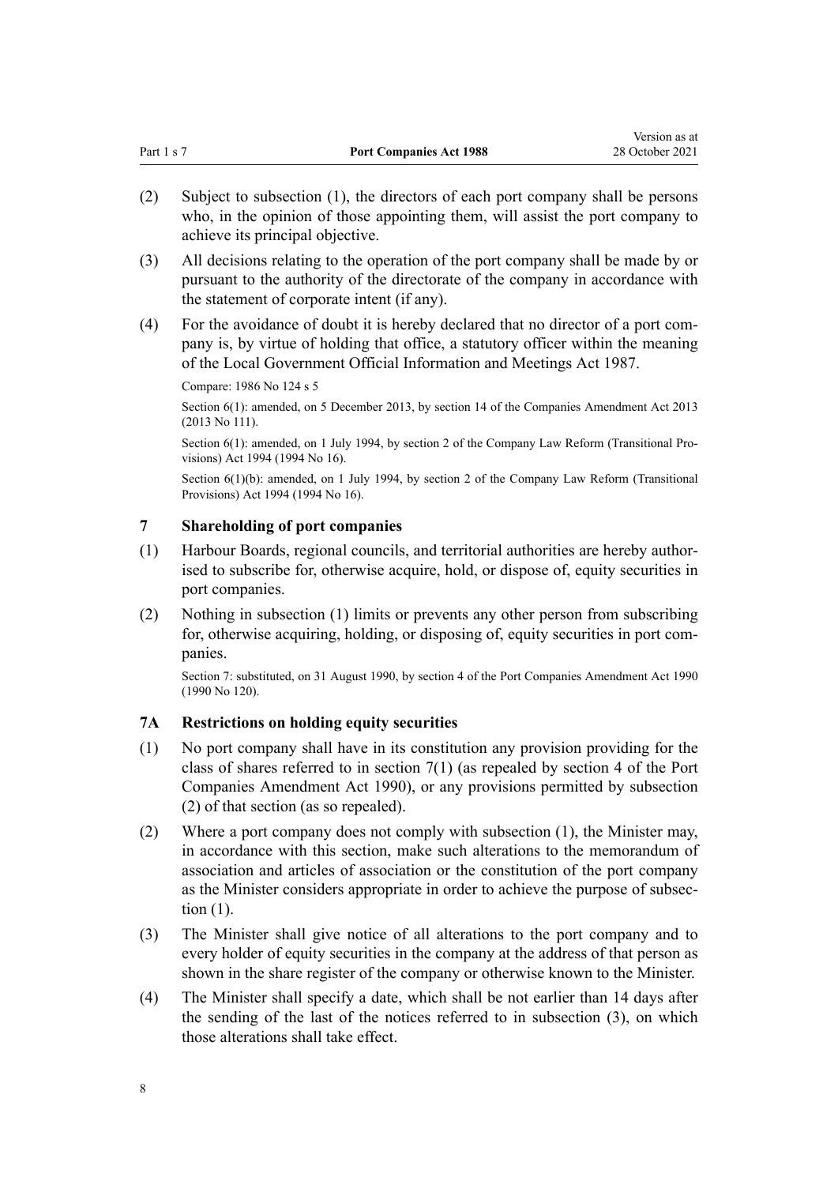(2) Subject to subsection (1), the directors of each port company shall be persons who, in the opinion of those appointing them, will assist the port company to achieve its principal objective.

(3) All decisions relating to the operation of the port company shall be made by or pursuant to the authority of the directorate of the company in accordance with the statement of corporate intent (if any).

(4) For the avoidance of doubt it is hereby declared that no director of a port company is, by virtue of holding that office, a statutory officer within the meaning of the Local Government Official Information and Meetings Act 1987.

Compare: 1986 No 124 s 5

Section 6(1): amended, on 5 December 2013, by section 14 of the Companies Amendment Act 2013 (2013 No 111).

Section 6(1): amended, on 1 July 1994, by section 2 of the Company Law Reform (Transitional Provisions) Act 1994 (1994 No 16).

Section 6(1)(b): amended, on 1 July 1994, by section 2 of the Company Law Reform (Transitional Provisions) Act 1994 (1994 No 16).

### 7 Shareholding of port companies

(1) Harbour Boards, regional councils, and territorial authorities are hereby authorised to subscribe for, otherwise acquire, hold, or dispose of, equity securities in port companies.

(2) Nothing in subsection (1) limits or prevents any other person from subscribing for, otherwise acquiring, holding, or disposing of, equity securities in port companies.

Section 7: substituted, on 31 August 1990, by section 4 of the Port Companies Amendment Act 1990 (1990 No 120).

### 7A Restrictions on holding equity securities

(1) No port company shall have in its constitution any provision providing for the class of shares referred to in section 7(1) (as repealed by section 4 of the Port Companies Amendment Act 1990), or any provisions permitted by subsection (2) of that section (as so repealed).

(2) Where a port company does not comply with subsection (1), the Minister may, in accordance with this section, make such alterations to the memorandum of association and articles of association or the constitution of the port company as the Minister considers appropriate in order to achieve the purpose of subsection (1).

(3) The Minister shall give notice of all alterations to the port company and to every holder of equity securities in the company at the address of that person as shown in the share register of the company or otherwise known to the Minister.

(4) The Minister shall specify a date, which shall be not earlier than 14 days after the sending of the last of the notices referred to in subsection (3), on which those alterations shall take effect.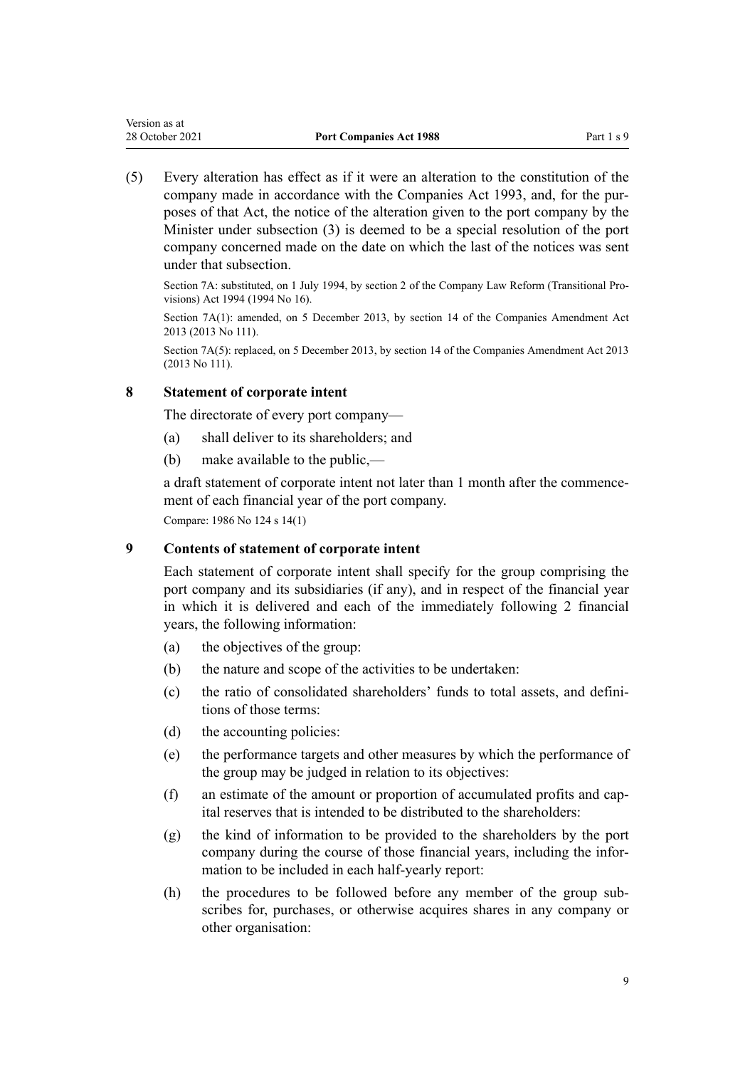(5) Every alteration has effect as if it were an alteration to the constitution of the company made in accordance with the Companies Act 1993, and, for the purposes of that Act, the notice of the alteration given to the port company by the Minister under subsection (3) is deemed to be a special resolution of the port company concerned made on the date on which the last of the notices was sent under that subsection.

Section 7A: substituted, on 1 July 1994, by section 2 of the Company Law Reform (Transitional Provisions) Act 1994 (1994 No 16).

Section 7A(1): amended, on 5 December 2013, by section 14 of the Companies Amendment Act 2013 (2013 No 111).

Section 7A(5): replaced, on 5 December 2013, by section 14 of the Companies Amendment Act 2013 (2013 No 111).

### 8 Statement of corporate intent

The directorate of every port company—

(a) shall deliver to its shareholders; and

(b) make available to the public,—

a draft statement of corporate intent not later than 1 month after the commencement of each financial year of the port company.

Compare: 1986 No 124 s 14(1)

### 9 Contents of statement of corporate intent

Each statement of corporate intent shall specify for the group comprising the port company and its subsidiaries (if any), and in respect of the financial year in which it is delivered and each of the immediately following 2 financial years, the following information:

(a) the objectives of the group:

(b) the nature and scope of the activities to be undertaken:

(c) the ratio of consolidated shareholders' funds to total assets, and definitions of those terms:

(d) the accounting policies:

(e) the performance targets and other measures by which the performance of the group may be judged in relation to its objectives:

(f) an estimate of the amount or proportion of accumulated profits and capital reserves that is intended to be distributed to the shareholders:

(g) the kind of information to be provided to the shareholders by the port company during the course of those financial years, including the information to be included in each half-yearly report:

(h) the procedures to be followed before any member of the group subscribes for, purchases, or otherwise acquires shares in any company or other organisation: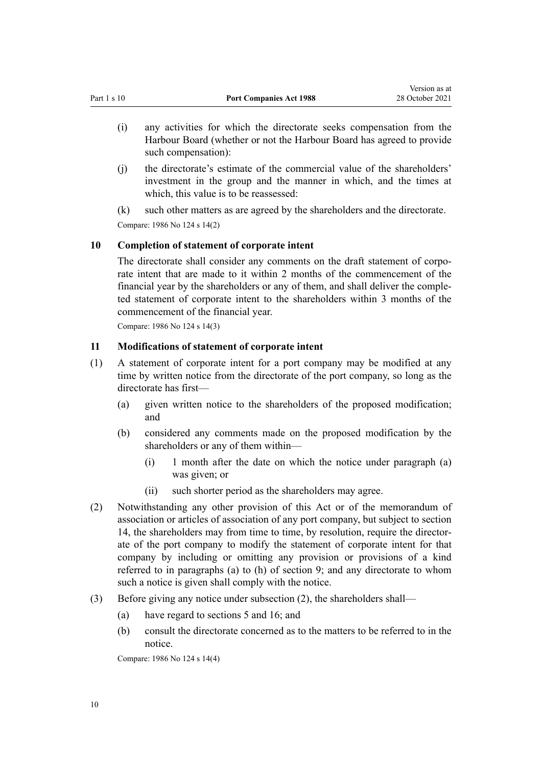- (i) any activities for which the directorate seeks compensation from the Harbour Board (whether or not the Harbour Board has agreed to provide such compensation):
- (j) the directorate's estimate of the commercial value of the shareholders' investment in the group and the manner in which, and the times at which, this value is to be reassessed:
- (k) such other matters as are agreed by the shareholders and the directorate.

Compare: 1986 No 124 s 14(2)

### 10 Completion of statement of corporate intent

The directorate shall consider any comments on the draft statement of corporate intent that are made to it within 2 months of the commencement of the financial year by the shareholders or any of them, and shall deliver the completed statement of corporate intent to the shareholders within 3 months of the commencement of the financial year.

Compare: 1986 No 124 s 14(3)

### 11 Modifications of statement of corporate intent

(1) A statement of corporate intent for a port company may be modified at any time by written notice from the directorate of the port company, so long as the directorate has first—

- (a) given written notice to the shareholders of the proposed modification; and
- (b) considered any comments made on the proposed modification by the shareholders or any of them within—
  - (i) 1 month after the date on which the notice under paragraph (a) was given; or
  - (ii) such shorter period as the shareholders may agree.

(2) Notwithstanding any other provision of this Act or of the memorandum of association or articles of association of any port company, but subject to section 14, the shareholders may from time to time, by resolution, require the directorate of the port company to modify the statement of corporate intent for that company by including or omitting any provision or provisions of a kind referred to in paragraphs (a) to (h) of section 9; and any directorate to whom such a notice is given shall comply with the notice.

(3) Before giving any notice under subsection (2), the shareholders shall—

- (a) have regard to sections 5 and 16; and
- (b) consult the directorate concerned as to the matters to be referred to in the notice.

Compare: 1986 No 124 s 14(4)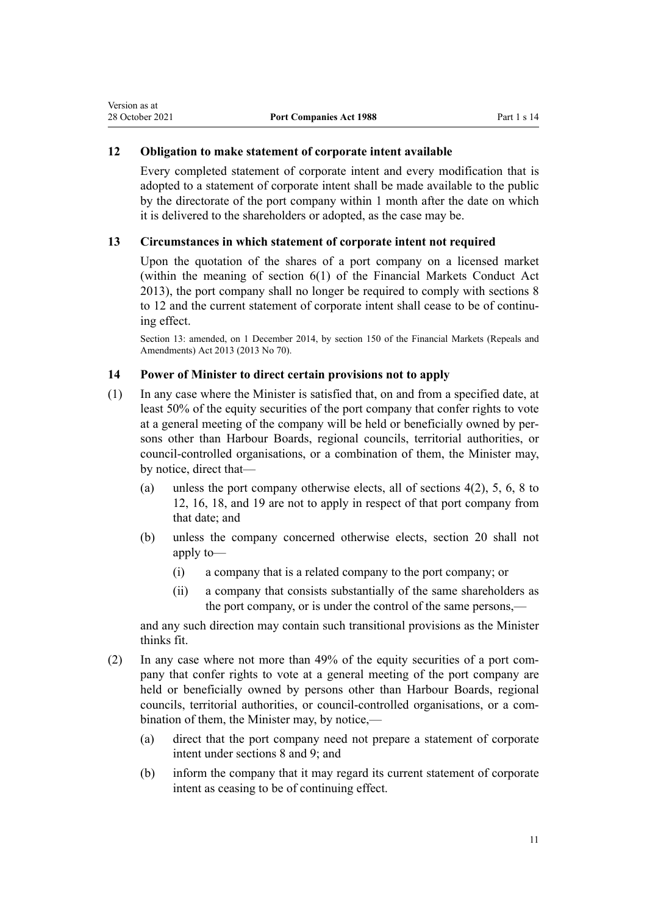### 12 Obligation to make statement of corporate intent available

Every completed statement of corporate intent and every modification that is adopted to a statement of corporate intent shall be made available to the public by the directorate of the port company within 1 month after the date on which it is delivered to the shareholders or adopted, as the case may be.

### 13 Circumstances in which statement of corporate intent not required

Upon the quotation of the shares of a port company on a licensed market (within the meaning of section 6(1) of the Financial Markets Conduct Act 2013), the port company shall no longer be required to comply with sections 8 to 12 and the current statement of corporate intent shall cease to be of continuing effect.

Section 13: amended, on 1 December 2014, by section 150 of the Financial Markets (Repeals and Amendments) Act 2013 (2013 No 70).

### 14 Power of Minister to direct certain provisions not to apply

(1) In any case where the Minister is satisfied that, on and from a specified date, at least 50% of the equity securities of the port company that confer rights to vote at a general meeting of the company will be held or beneficially owned by persons other than Harbour Boards, regional councils, territorial authorities, or council-controlled organisations, or a combination of them, the Minister may, by notice, direct that—

- (a) unless the port company otherwise elects, all of sections 4(2), 5, 6, 8 to 12, 16, 18, and 19 are not to apply in respect of that port company from that date; and
- (b) unless the company concerned otherwise elects, section 20 shall not apply to—
  - (i) a company that is a related company to the port company; or
  - (ii) a company that consists substantially of the same shareholders as the port company, or is under the control of the same persons,—

and any such direction may contain such transitional provisions as the Minister thinks fit.

(2) In any case where not more than 49% of the equity securities of a port company that confer rights to vote at a general meeting of the port company are held or beneficially owned by persons other than Harbour Boards, regional councils, territorial authorities, or council-controlled organisations, or a combination of them, the Minister may, by notice,—

- (a) direct that the port company need not prepare a statement of corporate intent under sections 8 and 9; and
- (b) inform the company that it may regard its current statement of corporate intent as ceasing to be of continuing effect.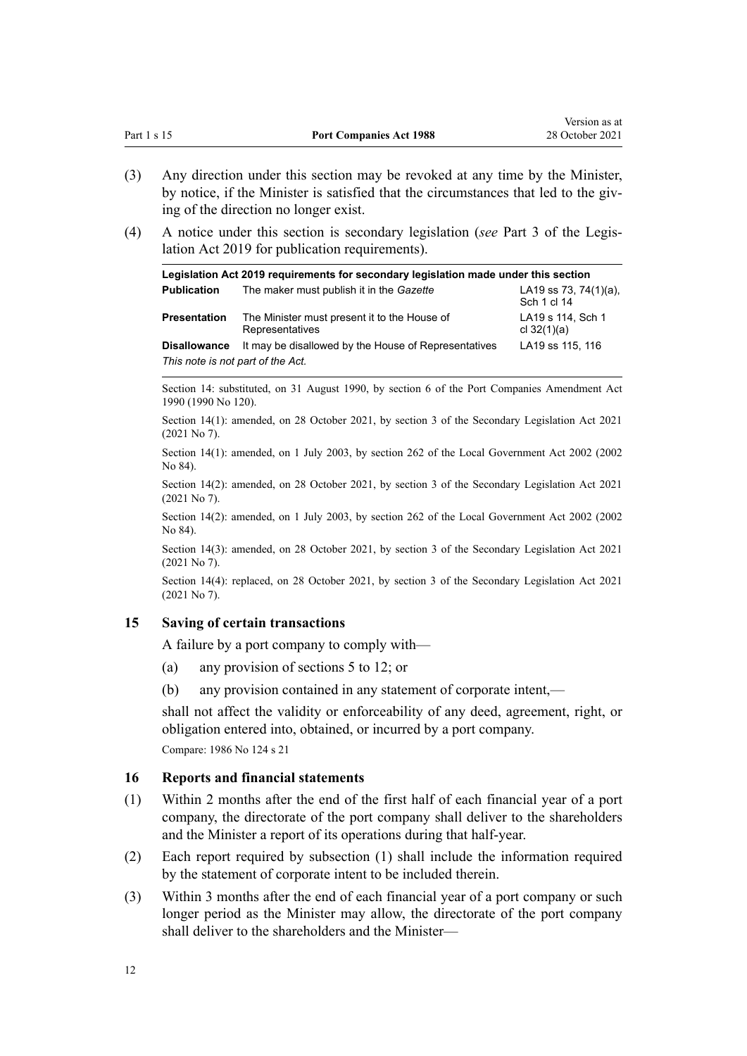(3) Any direction under this section may be revoked at any time by the Minister, by notice, if the Minister is satisfied that the circumstances that led to the giving of the direction no longer exist.

(4) A notice under this section is secondary legislation (*see* Part 3 of the Legislation Act 2019 for publication requirements).

| Legislation Act 2019 requirements for secondary legislation made under this section | | |
|---|---|---|
| **Publication** | The maker must publish it in the *Gazette* | LA19 ss 73, 74(1)(a), Sch 1 cl 14 |
| **Presentation** | The Minister must present it to the House of Representatives | LA19 s 114, Sch 1 cl 32(1)(a) |
| **Disallowance** | It may be disallowed by the House of Representatives | LA19 ss 115, 116 |
| *This note is not part of the Act.* | | |

Section 14: substituted, on 31 August 1990, by section 6 of the Port Companies Amendment Act 1990 (1990 No 120).

Section 14(1): amended, on 28 October 2021, by section 3 of the Secondary Legislation Act 2021 (2021 No 7).

Section 14(1): amended, on 1 July 2003, by section 262 of the Local Government Act 2002 (2002 No 84).

Section 14(2): amended, on 28 October 2021, by section 3 of the Secondary Legislation Act 2021 (2021 No 7).

Section 14(2): amended, on 1 July 2003, by section 262 of the Local Government Act 2002 (2002 No 84).

Section 14(3): amended, on 28 October 2021, by section 3 of the Secondary Legislation Act 2021 (2021 No 7).

Section 14(4): replaced, on 28 October 2021, by section 3 of the Secondary Legislation Act 2021 (2021 No 7).

### 15 Saving of certain transactions

A failure by a port company to comply with—

(a) any provision of sections 5 to 12; or

(b) any provision contained in any statement of corporate intent,—

shall not affect the validity or enforceability of any deed, agreement, right, or obligation entered into, obtained, or incurred by a port company.

Compare: 1986 No 124 s 21

### 16 Reports and financial statements

(1) Within 2 months after the end of the first half of each financial year of a port company, the directorate of the port company shall deliver to the shareholders and the Minister a report of its operations during that half-year.

(2) Each report required by subsection (1) shall include the information required by the statement of corporate intent to be included therein.

(3) Within 3 months after the end of each financial year of a port company or such longer period as the Minister may allow, the directorate of the port company shall deliver to the shareholders and the Minister—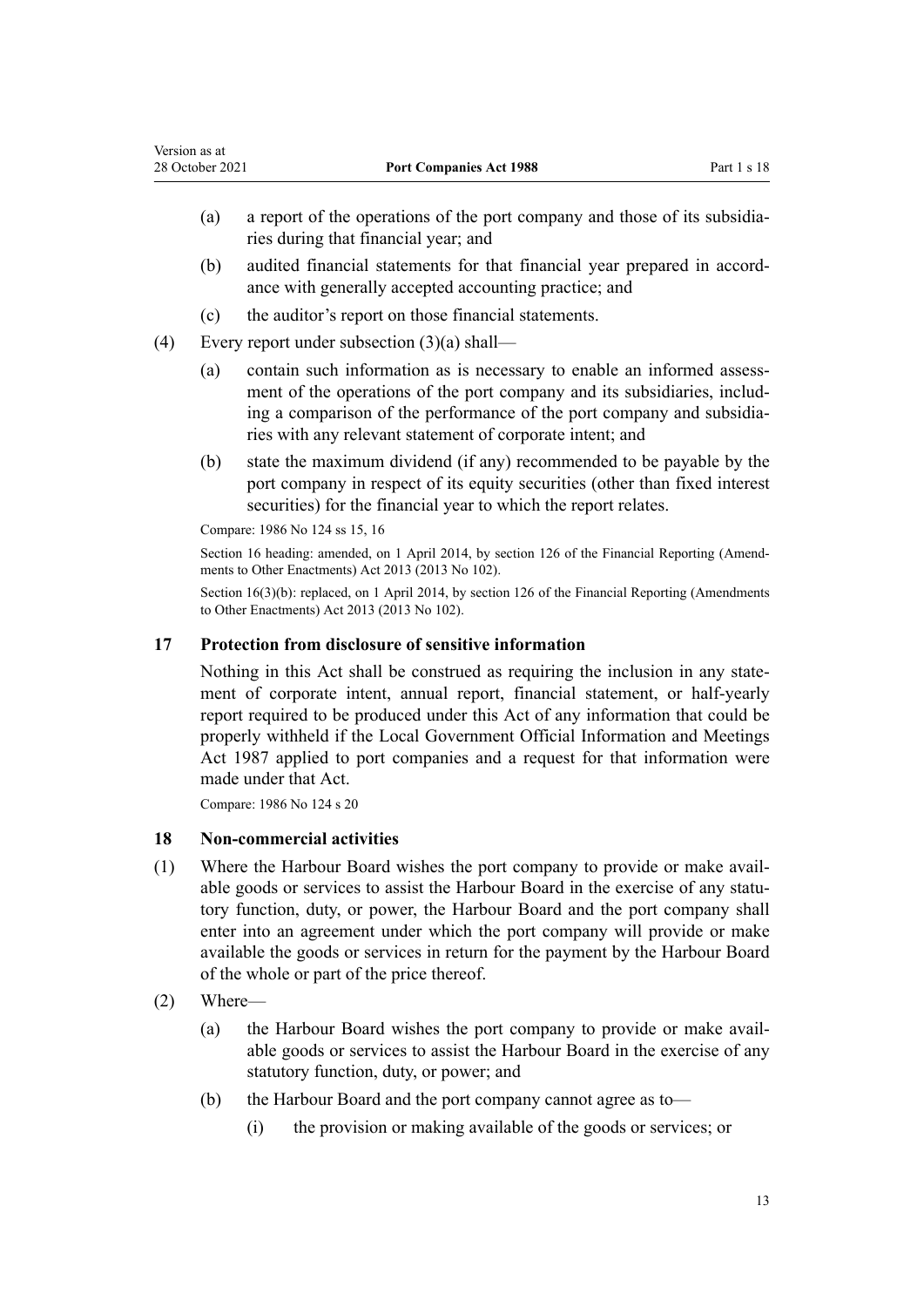(a) a report of the operations of the port company and those of its subsidiaries during that financial year; and

(b) audited financial statements for that financial year prepared in accordance with generally accepted accounting practice; and

(c) the auditor's report on those financial statements.

(4) Every report under subsection (3)(a) shall—

(a) contain such information as is necessary to enable an informed assessment of the operations of the port company and its subsidiaries, including a comparison of the performance of the port company and subsidiaries with any relevant statement of corporate intent; and

(b) state the maximum dividend (if any) recommended to be payable by the port company in respect of its equity securities (other than fixed interest securities) for the financial year to which the report relates.

Compare: 1986 No 124 ss 15, 16

Section 16 heading: amended, on 1 April 2014, by section 126 of the Financial Reporting (Amendments to Other Enactments) Act 2013 (2013 No 102).

Section 16(3)(b): replaced, on 1 April 2014, by section 126 of the Financial Reporting (Amendments to Other Enactments) Act 2013 (2013 No 102).

### 17 Protection from disclosure of sensitive information

Nothing in this Act shall be construed as requiring the inclusion in any statement of corporate intent, annual report, financial statement, or half-yearly report required to be produced under this Act of any information that could be properly withheld if the Local Government Official Information and Meetings Act 1987 applied to port companies and a request for that information were made under that Act.

Compare: 1986 No 124 s 20

### 18 Non-commercial activities

(1) Where the Harbour Board wishes the port company to provide or make available goods or services to assist the Harbour Board in the exercise of any statutory function, duty, or power, the Harbour Board and the port company shall enter into an agreement under which the port company will provide or make available the goods or services in return for the payment by the Harbour Board of the whole or part of the price thereof.

(2) Where—

(a) the Harbour Board wishes the port company to provide or make available goods or services to assist the Harbour Board in the exercise of any statutory function, duty, or power; and

(b) the Harbour Board and the port company cannot agree as to—

(i) the provision or making available of the goods or services; or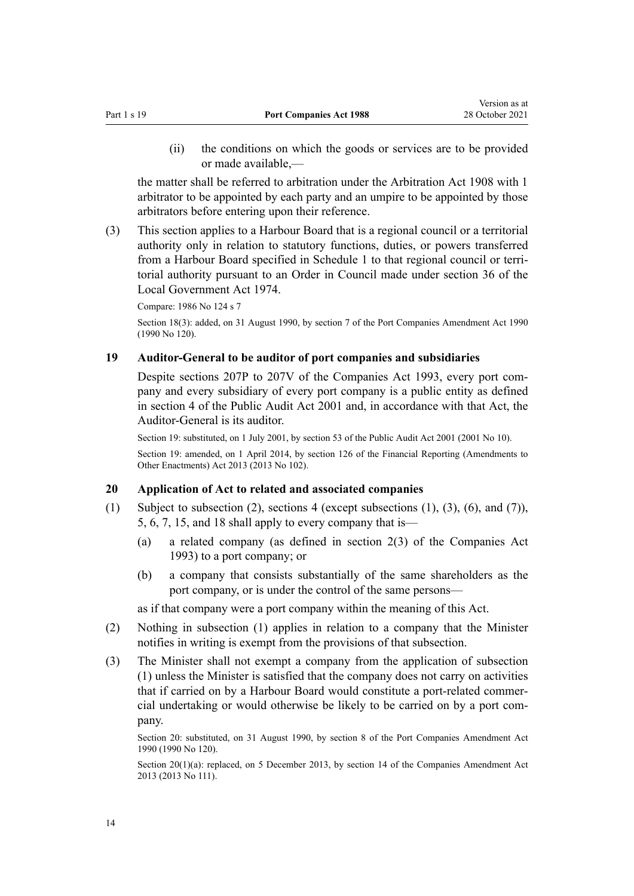(ii) the conditions on which the goods or services are to be provided or made available,—

the matter shall be referred to arbitration under the Arbitration Act 1908 with 1 arbitrator to be appointed by each party and an umpire to be appointed by those arbitrators before entering upon their reference.

(3) This section applies to a Harbour Board that is a regional council or a territorial authority only in relation to statutory functions, duties, or powers transferred from a Harbour Board specified in Schedule 1 to that regional council or territorial authority pursuant to an Order in Council made under section 36 of the Local Government Act 1974.

Compare: 1986 No 124 s 7

Section 18(3): added, on 31 August 1990, by section 7 of the Port Companies Amendment Act 1990 (1990 No 120).

### 19 Auditor-General to be auditor of port companies and subsidiaries

Despite sections 207P to 207V of the Companies Act 1993, every port company and every subsidiary of every port company is a public entity as defined in section 4 of the Public Audit Act 2001 and, in accordance with that Act, the Auditor-General is its auditor.

Section 19: substituted, on 1 July 2001, by section 53 of the Public Audit Act 2001 (2001 No 10).

Section 19: amended, on 1 April 2014, by section 126 of the Financial Reporting (Amendments to Other Enactments) Act 2013 (2013 No 102).

### 20 Application of Act to related and associated companies

(1) Subject to subsection (2), sections 4 (except subsections (1), (3), (6), and (7)), 5, 6, 7, 15, and 18 shall apply to every company that is—

(a) a related company (as defined in section 2(3) of the Companies Act 1993) to a port company; or

(b) a company that consists substantially of the same shareholders as the port company, or is under the control of the same persons—

as if that company were a port company within the meaning of this Act.

(2) Nothing in subsection (1) applies in relation to a company that the Minister notifies in writing is exempt from the provisions of that subsection.

(3) The Minister shall not exempt a company from the application of subsection (1) unless the Minister is satisfied that the company does not carry on activities that if carried on by a Harbour Board would constitute a port-related commercial undertaking or would otherwise be likely to be carried on by a port company.

Section 20: substituted, on 31 August 1990, by section 8 of the Port Companies Amendment Act 1990 (1990 No 120).

Section 20(1)(a): replaced, on 5 December 2013, by section 14 of the Companies Amendment Act 2013 (2013 No 111).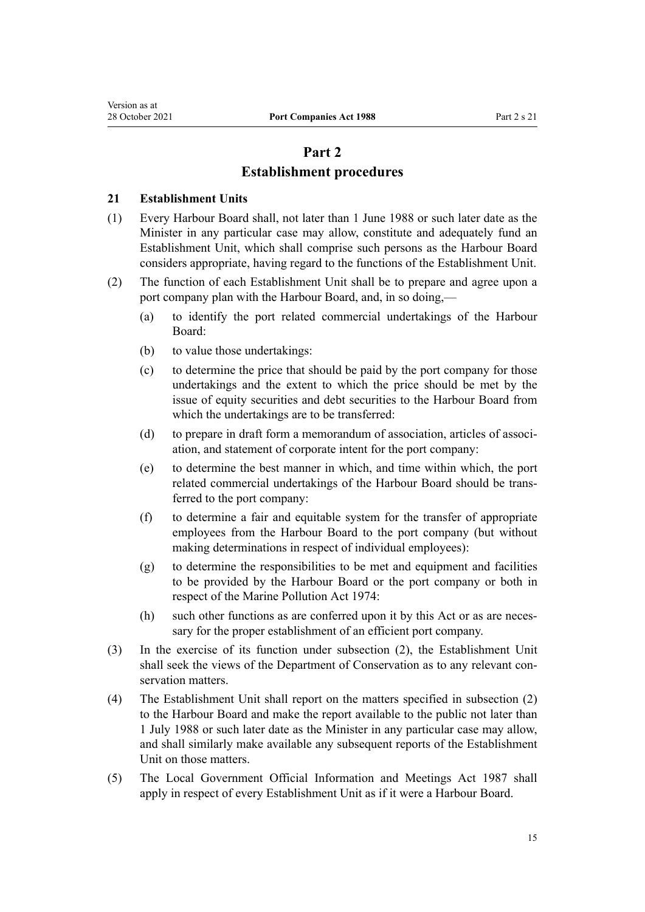# Part 2
# Establishment procedures

### 21 Establishment Units

(1) Every Harbour Board shall, not later than 1 June 1988 or such later date as the Minister in any particular case may allow, constitute and adequately fund an Establishment Unit, which shall comprise such persons as the Harbour Board considers appropriate, having regard to the functions of the Establishment Unit.

(2) The function of each Establishment Unit shall be to prepare and agree upon a port company plan with the Harbour Board, and, in so doing,—

- (a) to identify the port related commercial undertakings of the Harbour Board:
- (b) to value those undertakings:
- (c) to determine the price that should be paid by the port company for those undertakings and the extent to which the price should be met by the issue of equity securities and debt securities to the Harbour Board from which the undertakings are to be transferred:
- (d) to prepare in draft form a memorandum of association, articles of association, and statement of corporate intent for the port company:
- (e) to determine the best manner in which, and time within which, the port related commercial undertakings of the Harbour Board should be transferred to the port company:
- (f) to determine a fair and equitable system for the transfer of appropriate employees from the Harbour Board to the port company (but without making determinations in respect of individual employees):
- (g) to determine the responsibilities to be met and equipment and facilities to be provided by the Harbour Board or the port company or both in respect of the Marine Pollution Act 1974:
- (h) such other functions as are conferred upon it by this Act or as are necessary for the proper establishment of an efficient port company.

(3) In the exercise of its function under subsection (2), the Establishment Unit shall seek the views of the Department of Conservation as to any relevant conservation matters.

(4) The Establishment Unit shall report on the matters specified in subsection (2) to the Harbour Board and make the report available to the public not later than 1 July 1988 or such later date as the Minister in any particular case may allow, and shall similarly make available any subsequent reports of the Establishment Unit on those matters.

(5) The Local Government Official Information and Meetings Act 1987 shall apply in respect of every Establishment Unit as if it were a Harbour Board.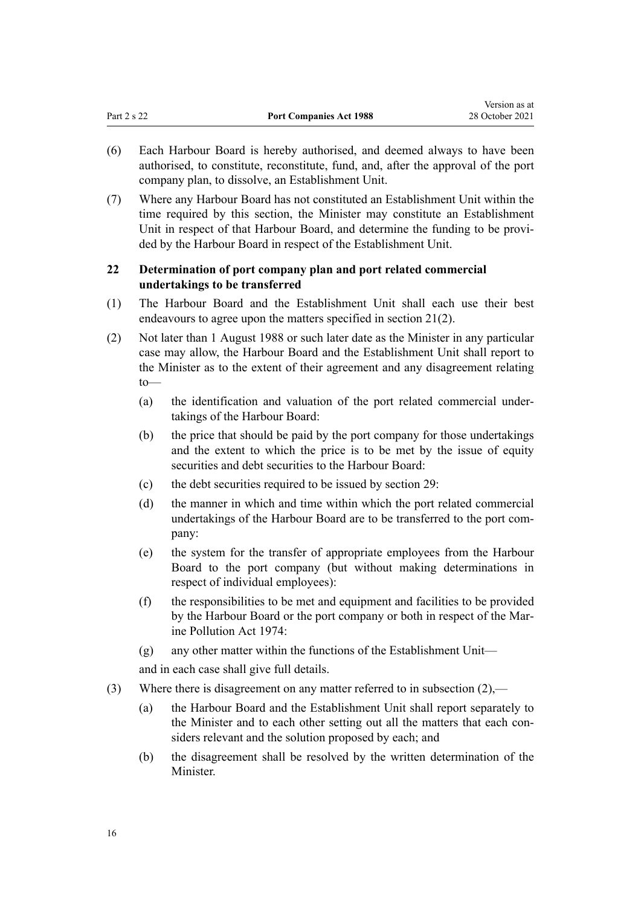(6) Each Harbour Board is hereby authorised, and deemed always to have been authorised, to constitute, reconstitute, fund, and, after the approval of the port company plan, to dissolve, an Establishment Unit.

(7) Where any Harbour Board has not constituted an Establishment Unit within the time required by this section, the Minister may constitute an Establishment Unit in respect of that Harbour Board, and determine the funding to be provided by the Harbour Board in respect of the Establishment Unit.

### 22 Determination of port company plan and port related commercial undertakings to be transferred

(1) The Harbour Board and the Establishment Unit shall each use their best endeavours to agree upon the matters specified in section 21(2).

(2) Not later than 1 August 1988 or such later date as the Minister in any particular case may allow, the Harbour Board and the Establishment Unit shall report to the Minister as to the extent of their agreement and any disagreement relating to—

- (a) the identification and valuation of the port related commercial undertakings of the Harbour Board:
- (b) the price that should be paid by the port company for those undertakings and the extent to which the price is to be met by the issue of equity securities and debt securities to the Harbour Board:
- (c) the debt securities required to be issued by section 29:
- (d) the manner in which and time within which the port related commercial undertakings of the Harbour Board are to be transferred to the port company:
- (e) the system for the transfer of appropriate employees from the Harbour Board to the port company (but without making determinations in respect of individual employees):
- (f) the responsibilities to be met and equipment and facilities to be provided by the Harbour Board or the port company or both in respect of the Marine Pollution Act 1974:
- (g) any other matter within the functions of the Establishment Unit—

and in each case shall give full details.

(3) Where there is disagreement on any matter referred to in subsection (2),—

- (a) the Harbour Board and the Establishment Unit shall report separately to the Minister and to each other setting out all the matters that each considers relevant and the solution proposed by each; and
- (b) the disagreement shall be resolved by the written determination of the Minister.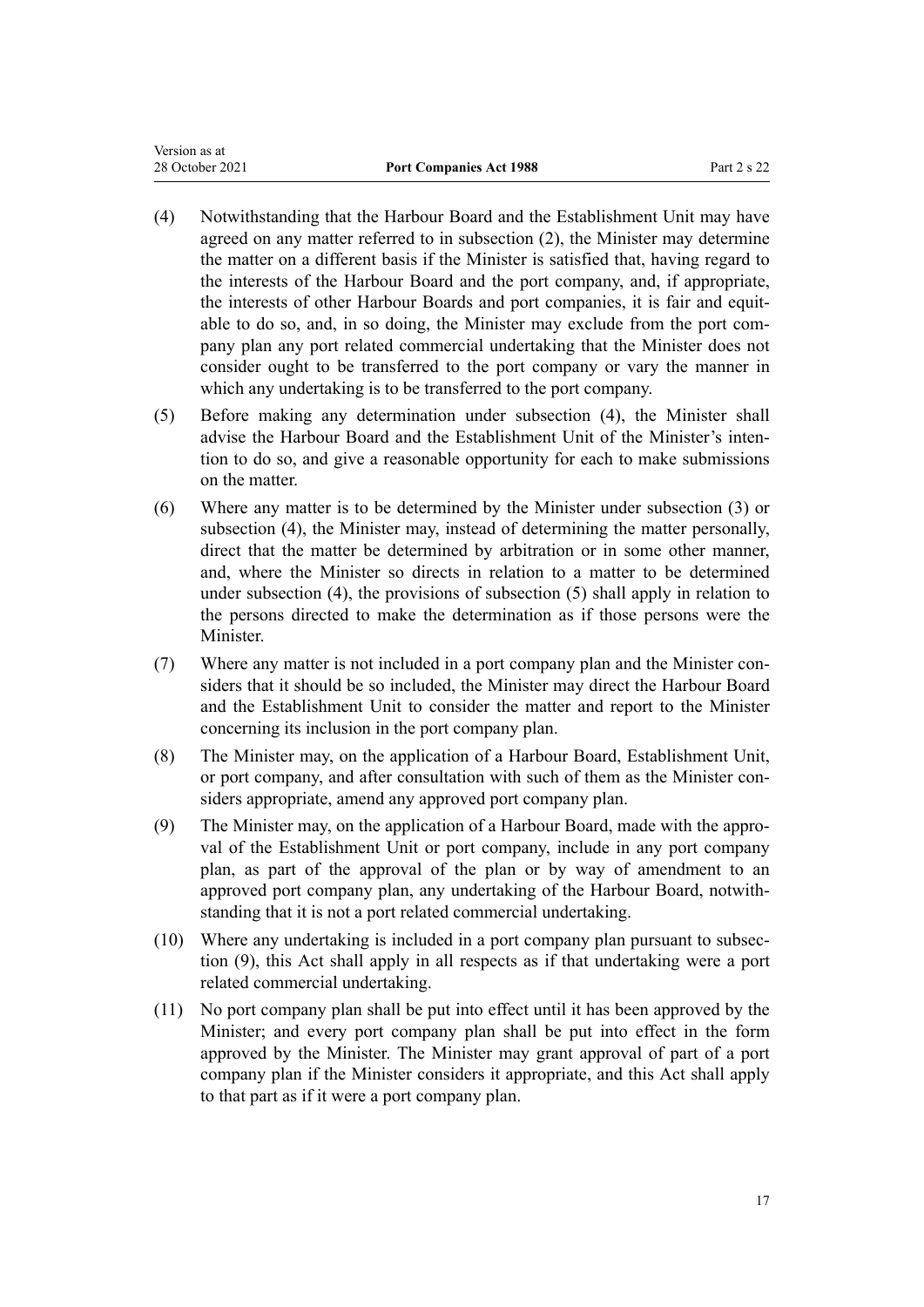(4) Notwithstanding that the Harbour Board and the Establishment Unit may have agreed on any matter referred to in subsection (2), the Minister may determine the matter on a different basis if the Minister is satisfied that, having regard to the interests of the Harbour Board and the port company, and, if appropriate, the interests of other Harbour Boards and port companies, it is fair and equitable to do so, and, in so doing, the Minister may exclude from the port company plan any port related commercial undertaking that the Minister does not consider ought to be transferred to the port company or vary the manner in which any undertaking is to be transferred to the port company.

(5) Before making any determination under subsection (4), the Minister shall advise the Harbour Board and the Establishment Unit of the Minister's intention to do so, and give a reasonable opportunity for each to make submissions on the matter.

(6) Where any matter is to be determined by the Minister under subsection (3) or subsection (4), the Minister may, instead of determining the matter personally, direct that the matter be determined by arbitration or in some other manner, and, where the Minister so directs in relation to a matter to be determined under subsection (4), the provisions of subsection (5) shall apply in relation to the persons directed to make the determination as if those persons were the Minister.

(7) Where any matter is not included in a port company plan and the Minister considers that it should be so included, the Minister may direct the Harbour Board and the Establishment Unit to consider the matter and report to the Minister concerning its inclusion in the port company plan.

(8) The Minister may, on the application of a Harbour Board, Establishment Unit, or port company, and after consultation with such of them as the Minister considers appropriate, amend any approved port company plan.

(9) The Minister may, on the application of a Harbour Board, made with the approval of the Establishment Unit or port company, include in any port company plan, as part of the approval of the plan or by way of amendment to an approved port company plan, any undertaking of the Harbour Board, notwithstanding that it is not a port related commercial undertaking.

(10) Where any undertaking is included in a port company plan pursuant to subsection (9), this Act shall apply in all respects as if that undertaking were a port related commercial undertaking.

(11) No port company plan shall be put into effect until it has been approved by the Minister; and every port company plan shall be put into effect in the form approved by the Minister. The Minister may grant approval of part of a port company plan if the Minister considers it appropriate, and this Act shall apply to that part as if it were a port company plan.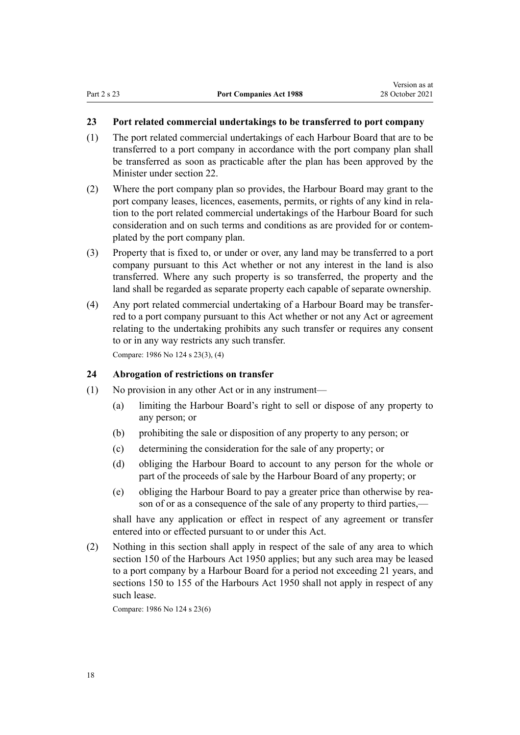### 23 Port related commercial undertakings to be transferred to port company

(1) The port related commercial undertakings of each Harbour Board that are to be transferred to a port company in accordance with the port company plan shall be transferred as soon as practicable after the plan has been approved by the Minister under section 22.

(2) Where the port company plan so provides, the Harbour Board may grant to the port company leases, licences, easements, permits, or rights of any kind in relation to the port related commercial undertakings of the Harbour Board for such consideration and on such terms and conditions as are provided for or contemplated by the port company plan.

(3) Property that is fixed to, or under or over, any land may be transferred to a port company pursuant to this Act whether or not any interest in the land is also transferred. Where any such property is so transferred, the property and the land shall be regarded as separate property each capable of separate ownership.

(4) Any port related commercial undertaking of a Harbour Board may be transferred to a port company pursuant to this Act whether or not any Act or agreement relating to the undertaking prohibits any such transfer or requires any consent to or in any way restricts any such transfer.

Compare: 1986 No 124 s 23(3), (4)

### 24 Abrogation of restrictions on transfer

(1) No provision in any other Act or in any instrument—

   (a) limiting the Harbour Board's right to sell or dispose of any property to any person; or

   (b) prohibiting the sale or disposition of any property to any person; or

   (c) determining the consideration for the sale of any property; or

   (d) obliging the Harbour Board to account to any person for the whole or part of the proceeds of sale by the Harbour Board of any property; or

   (e) obliging the Harbour Board to pay a greater price than otherwise by reason of or as a consequence of the sale of any property to third parties,—

   shall have any application or effect in respect of any agreement or transfer entered into or effected pursuant to or under this Act.

(2) Nothing in this section shall apply in respect of the sale of any area to which section 150 of the Harbours Act 1950 applies; but any such area may be leased to a port company by a Harbour Board for a period not exceeding 21 years, and sections 150 to 155 of the Harbours Act 1950 shall not apply in respect of any such lease.

Compare: 1986 No 124 s 23(6)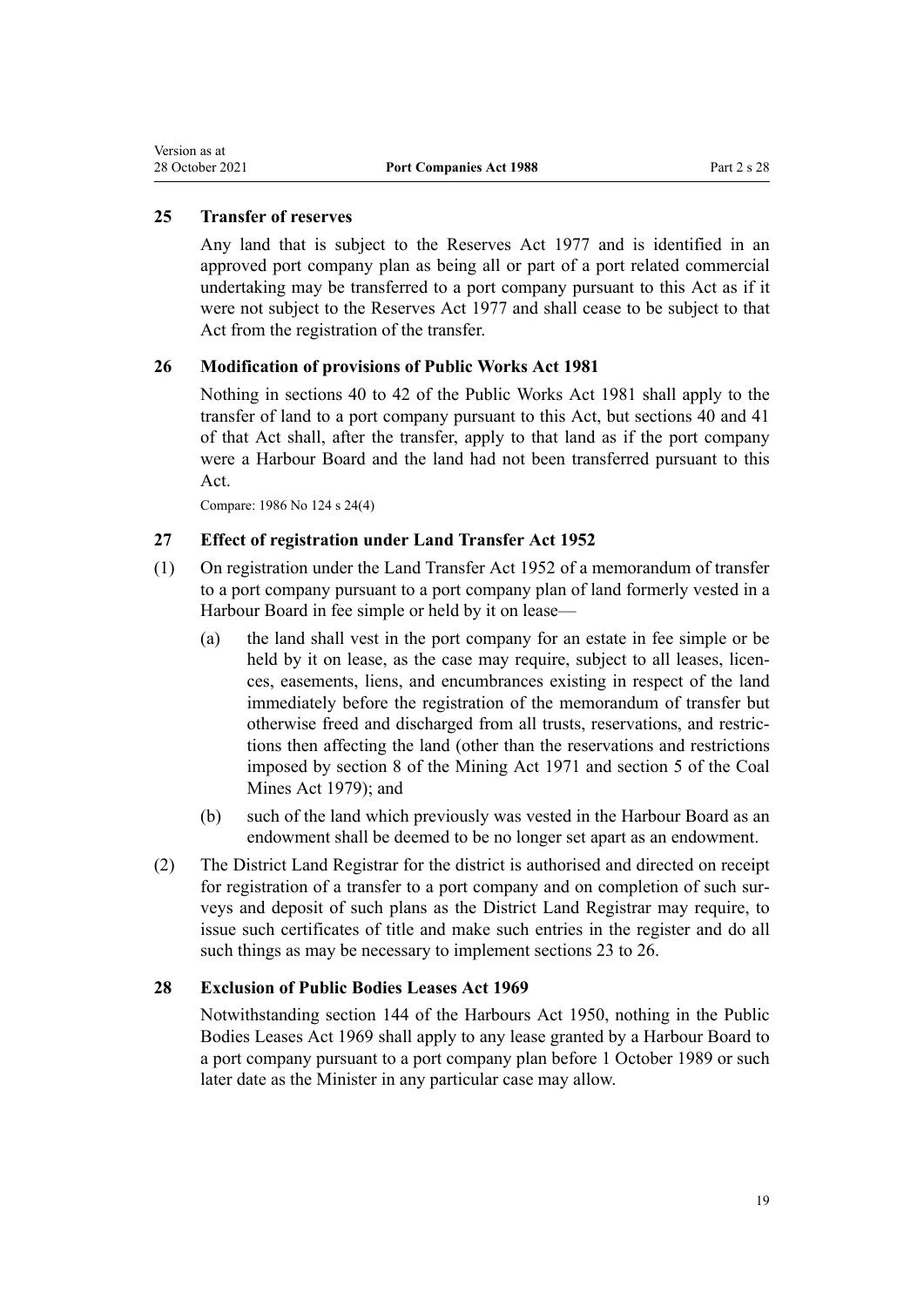## 25 Transfer of reserves

Any land that is subject to the Reserves Act 1977 and is identified in an approved port company plan as being all or part of a port related commercial undertaking may be transferred to a port company pursuant to this Act as if it were not subject to the Reserves Act 1977 and shall cease to be subject to that Act from the registration of the transfer.

## 26 Modification of provisions of Public Works Act 1981

Nothing in sections 40 to 42 of the Public Works Act 1981 shall apply to the transfer of land to a port company pursuant to this Act, but sections 40 and 41 of that Act shall, after the transfer, apply to that land as if the port company were a Harbour Board and the land had not been transferred pursuant to this Act.

Compare: 1986 No 124 s 24(4)

## 27 Effect of registration under Land Transfer Act 1952

(1) On registration under the Land Transfer Act 1952 of a memorandum of transfer to a port company pursuant to a port company plan of land formerly vested in a Harbour Board in fee simple or held by it on lease—

(a) the land shall vest in the port company for an estate in fee simple or be held by it on lease, as the case may require, subject to all leases, licences, easements, liens, and encumbrances existing in respect of the land immediately before the registration of the memorandum of transfer but otherwise freed and discharged from all trusts, reservations, and restrictions then affecting the land (other than the reservations and restrictions imposed by section 8 of the Mining Act 1971 and section 5 of the Coal Mines Act 1979); and

(b) such of the land which previously was vested in the Harbour Board as an endowment shall be deemed to be no longer set apart as an endowment.

(2) The District Land Registrar for the district is authorised and directed on receipt for registration of a transfer to a port company and on completion of such surveys and deposit of such plans as the District Land Registrar may require, to issue such certificates of title and make such entries in the register and do all such things as may be necessary to implement sections 23 to 26.

## 28 Exclusion of Public Bodies Leases Act 1969

Notwithstanding section 144 of the Harbours Act 1950, nothing in the Public Bodies Leases Act 1969 shall apply to any lease granted by a Harbour Board to a port company pursuant to a port company plan before 1 October 1989 or such later date as the Minister in any particular case may allow.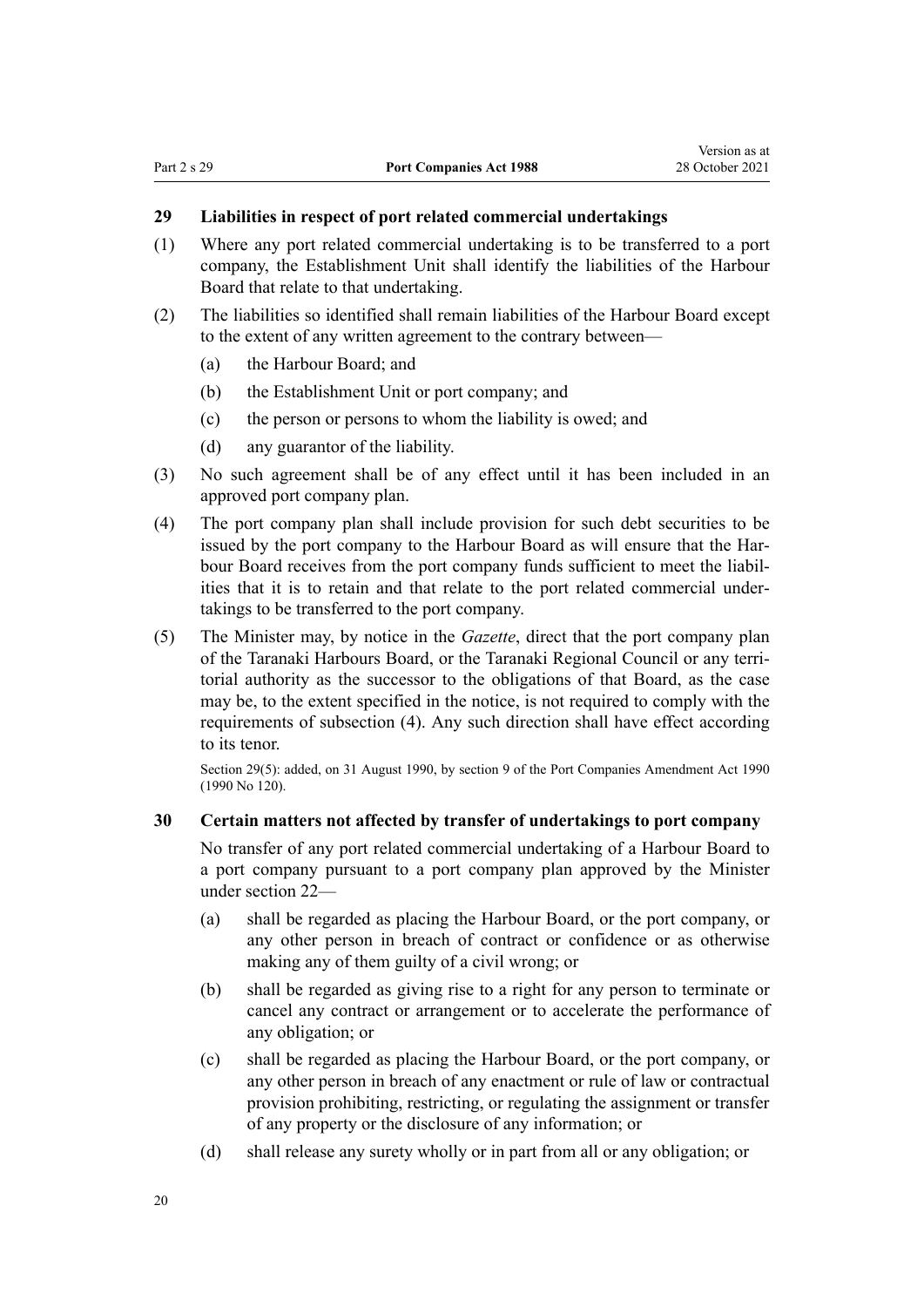### 29 Liabilities in respect of port related commercial undertakings

(1) Where any port related commercial undertaking is to be transferred to a port company, the Establishment Unit shall identify the liabilities of the Harbour Board that relate to that undertaking.

(2) The liabilities so identified shall remain liabilities of the Harbour Board except to the extent of any written agreement to the contrary between—

- (a) the Harbour Board; and
- (b) the Establishment Unit or port company; and
- (c) the person or persons to whom the liability is owed; and
- (d) any guarantor of the liability.

(3) No such agreement shall be of any effect until it has been included in an approved port company plan.

(4) The port company plan shall include provision for such debt securities to be issued by the port company to the Harbour Board as will ensure that the Harbour Board receives from the port company funds sufficient to meet the liabilities that it is to retain and that relate to the port related commercial undertakings to be transferred to the port company.

(5) The Minister may, by notice in the *Gazette*, direct that the port company plan of the Taranaki Harbours Board, or the Taranaki Regional Council or any territorial authority as the successor to the obligations of that Board, as the case may be, to the extent specified in the notice, is not required to comply with the requirements of subsection (4). Any such direction shall have effect according to its tenor.

Section 29(5): added, on 31 August 1990, by section 9 of the Port Companies Amendment Act 1990 (1990 No 120).

### 30 Certain matters not affected by transfer of undertakings to port company

No transfer of any port related commercial undertaking of a Harbour Board to a port company pursuant to a port company plan approved by the Minister under section 22—

- (a) shall be regarded as placing the Harbour Board, or the port company, or any other person in breach of contract or confidence or as otherwise making any of them guilty of a civil wrong; or
- (b) shall be regarded as giving rise to a right for any person to terminate or cancel any contract or arrangement or to accelerate the performance of any obligation; or
- (c) shall be regarded as placing the Harbour Board, or the port company, or any other person in breach of any enactment or rule of law or contractual provision prohibiting, restricting, or regulating the assignment or transfer of any property or the disclosure of any information; or
- (d) shall release any surety wholly or in part from all or any obligation; or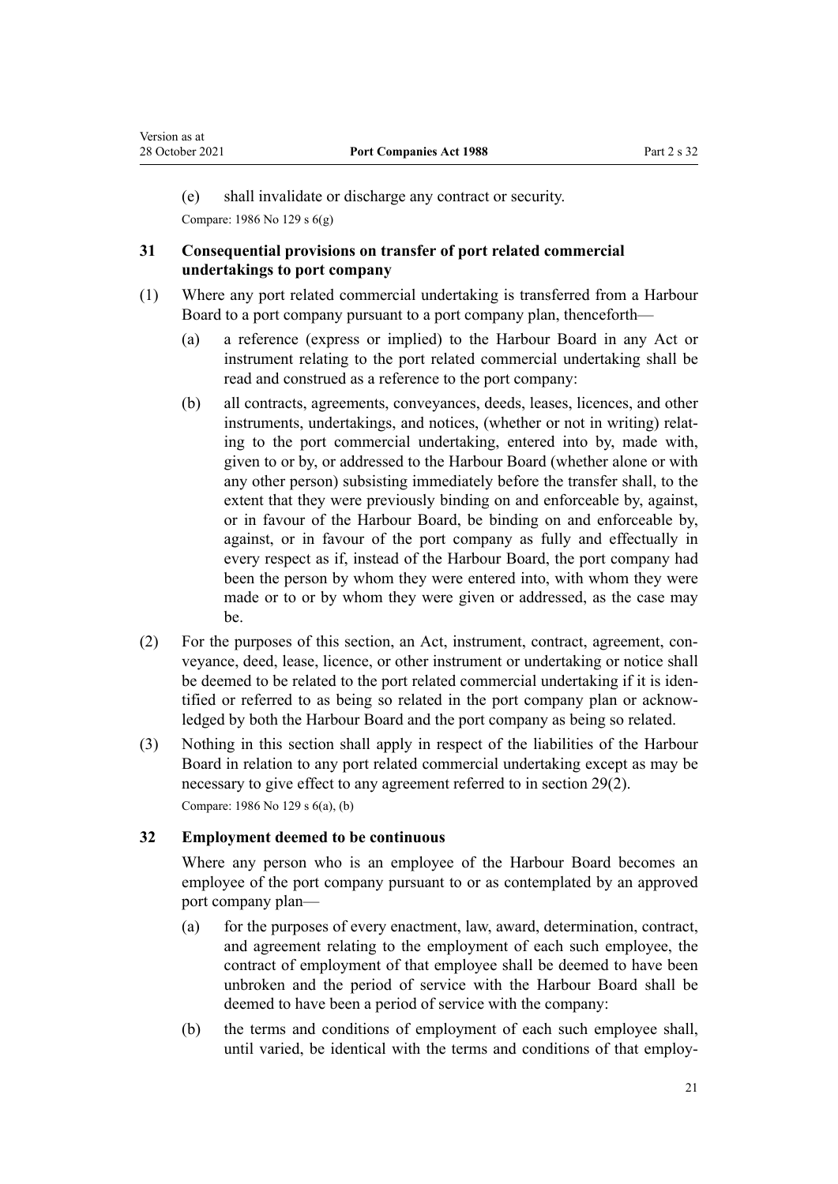(e) shall invalidate or discharge any contract or security.

Compare: 1986 No 129 s 6(g)

### 31 Consequential provisions on transfer of port related commercial undertakings to port company

(1) Where any port related commercial undertaking is transferred from a Harbour Board to a port company pursuant to a port company plan, thenceforth—

(a) a reference (express or implied) to the Harbour Board in any Act or instrument relating to the port related commercial undertaking shall be read and construed as a reference to the port company:

(b) all contracts, agreements, conveyances, deeds, leases, licences, and other instruments, undertakings, and notices, (whether or not in writing) relating to the port commercial undertaking, entered into by, made with, given to or by, or addressed to the Harbour Board (whether alone or with any other person) subsisting immediately before the transfer shall, to the extent that they were previously binding on and enforceable by, against, or in favour of the Harbour Board, be binding on and enforceable by, against, or in favour of the port company as fully and effectually in every respect as if, instead of the Harbour Board, the port company had been the person by whom they were entered into, with whom they were made or to or by whom they were given or addressed, as the case may be.

(2) For the purposes of this section, an Act, instrument, contract, agreement, conveyance, deed, lease, licence, or other instrument or undertaking or notice shall be deemed to be related to the port related commercial undertaking if it is identified or referred to as being so related in the port company plan or acknowledged by both the Harbour Board and the port company as being so related.

(3) Nothing in this section shall apply in respect of the liabilities of the Harbour Board in relation to any port related commercial undertaking except as may be necessary to give effect to any agreement referred to in section 29(2).

Compare: 1986 No 129 s 6(a), (b)

### 32 Employment deemed to be continuous

Where any person who is an employee of the Harbour Board becomes an employee of the port company pursuant to or as contemplated by an approved port company plan—

(a) for the purposes of every enactment, law, award, determination, contract, and agreement relating to the employment of each such employee, the contract of employment of that employee shall be deemed to have been unbroken and the period of service with the Harbour Board shall be deemed to have been a period of service with the company:

(b) the terms and conditions of employment of each such employee shall, until varied, be identical with the terms and conditions of that employ-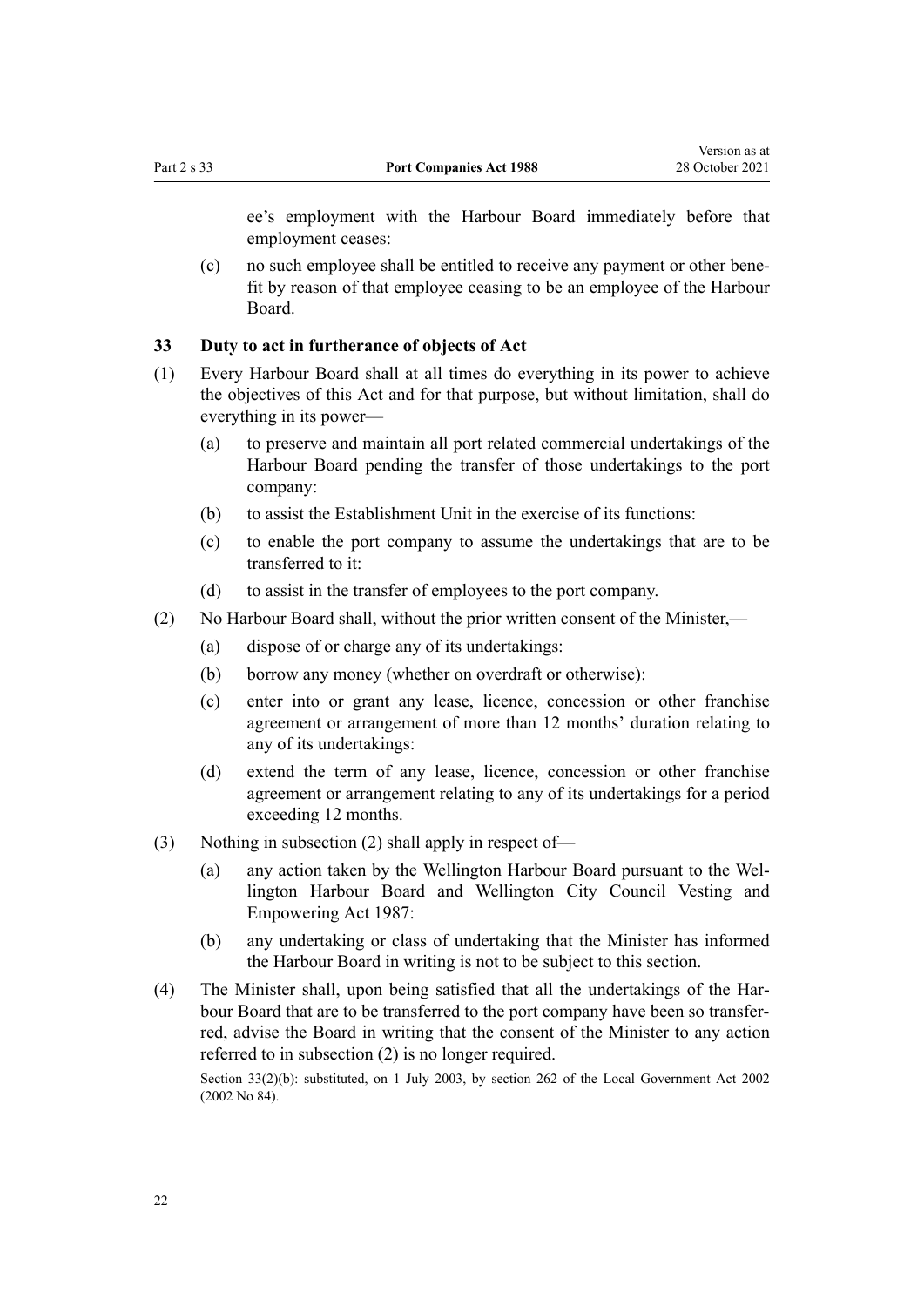ee's employment with the Harbour Board immediately before that employment ceases:

(c) no such employee shall be entitled to receive any payment or other benefit by reason of that employee ceasing to be an employee of the Harbour Board.

### 33 Duty to act in furtherance of objects of Act

(1) Every Harbour Board shall at all times do everything in its power to achieve the objectives of this Act and for that purpose, but without limitation, shall do everything in its power—

(a) to preserve and maintain all port related commercial undertakings of the Harbour Board pending the transfer of those undertakings to the port company:

(b) to assist the Establishment Unit in the exercise of its functions:

(c) to enable the port company to assume the undertakings that are to be transferred to it:

(d) to assist in the transfer of employees to the port company.

(2) No Harbour Board shall, without the prior written consent of the Minister,—

(a) dispose of or charge any of its undertakings:

(b) borrow any money (whether on overdraft or otherwise):

(c) enter into or grant any lease, licence, concession or other franchise agreement or arrangement of more than 12 months' duration relating to any of its undertakings:

(d) extend the term of any lease, licence, concession or other franchise agreement or arrangement relating to any of its undertakings for a period exceeding 12 months.

(3) Nothing in subsection (2) shall apply in respect of—

(a) any action taken by the Wellington Harbour Board pursuant to the Wellington Harbour Board and Wellington City Council Vesting and Empowering Act 1987:

(b) any undertaking or class of undertaking that the Minister has informed the Harbour Board in writing is not to be subject to this section.

(4) The Minister shall, upon being satisfied that all the undertakings of the Harbour Board that are to be transferred to the port company have been so transferred, advise the Board in writing that the consent of the Minister to any action referred to in subsection (2) is no longer required.

Section 33(2)(b): substituted, on 1 July 2003, by section 262 of the Local Government Act 2002 (2002 No 84).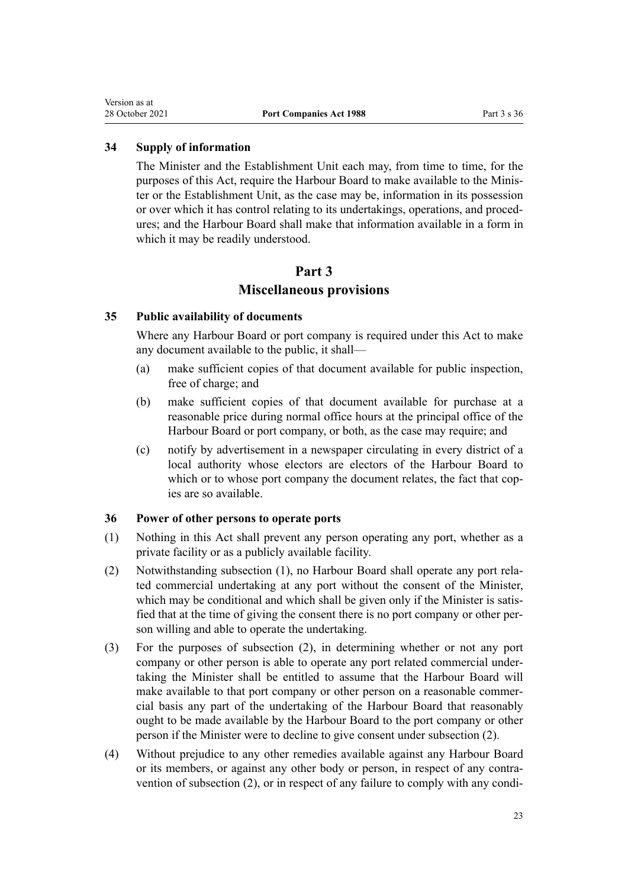### 34 Supply of information

The Minister and the Establishment Unit each may, from time to time, for the purposes of this Act, require the Harbour Board to make available to the Minister or the Establishment Unit, as the case may be, information in its possession or over which it has control relating to its undertakings, operations, and procedures; and the Harbour Board shall make that information available in a form in which it may be readily understood.

## Part 3
## Miscellaneous provisions

### 35 Public availability of documents

Where any Harbour Board or port company is required under this Act to make any document available to the public, it shall—

(a) make sufficient copies of that document available for public inspection, free of charge; and

(b) make sufficient copies of that document available for purchase at a reasonable price during normal office hours at the principal office of the Harbour Board or port company, or both, as the case may require; and

(c) notify by advertisement in a newspaper circulating in every district of a local authority whose electors are electors of the Harbour Board to which or to whose port company the document relates, the fact that copies are so available.

### 36 Power of other persons to operate ports

(1) Nothing in this Act shall prevent any person operating any port, whether as a private facility or as a publicly available facility.

(2) Notwithstanding subsection (1), no Harbour Board shall operate any port related commercial undertaking at any port without the consent of the Minister, which may be conditional and which shall be given only if the Minister is satisfied that at the time of giving the consent there is no port company or other person willing and able to operate the undertaking.

(3) For the purposes of subsection (2), in determining whether or not any port company or other person is able to operate any port related commercial undertaking the Minister shall be entitled to assume that the Harbour Board will make available to that port company or other person on a reasonable commercial basis any part of the undertaking of the Harbour Board that reasonably ought to be made available by the Harbour Board to the port company or other person if the Minister were to decline to give consent under subsection (2).

(4) Without prejudice to any other remedies available against any Harbour Board or its members, or against any other body or person, in respect of any contravention of subsection (2), or in respect of any failure to comply with any condi-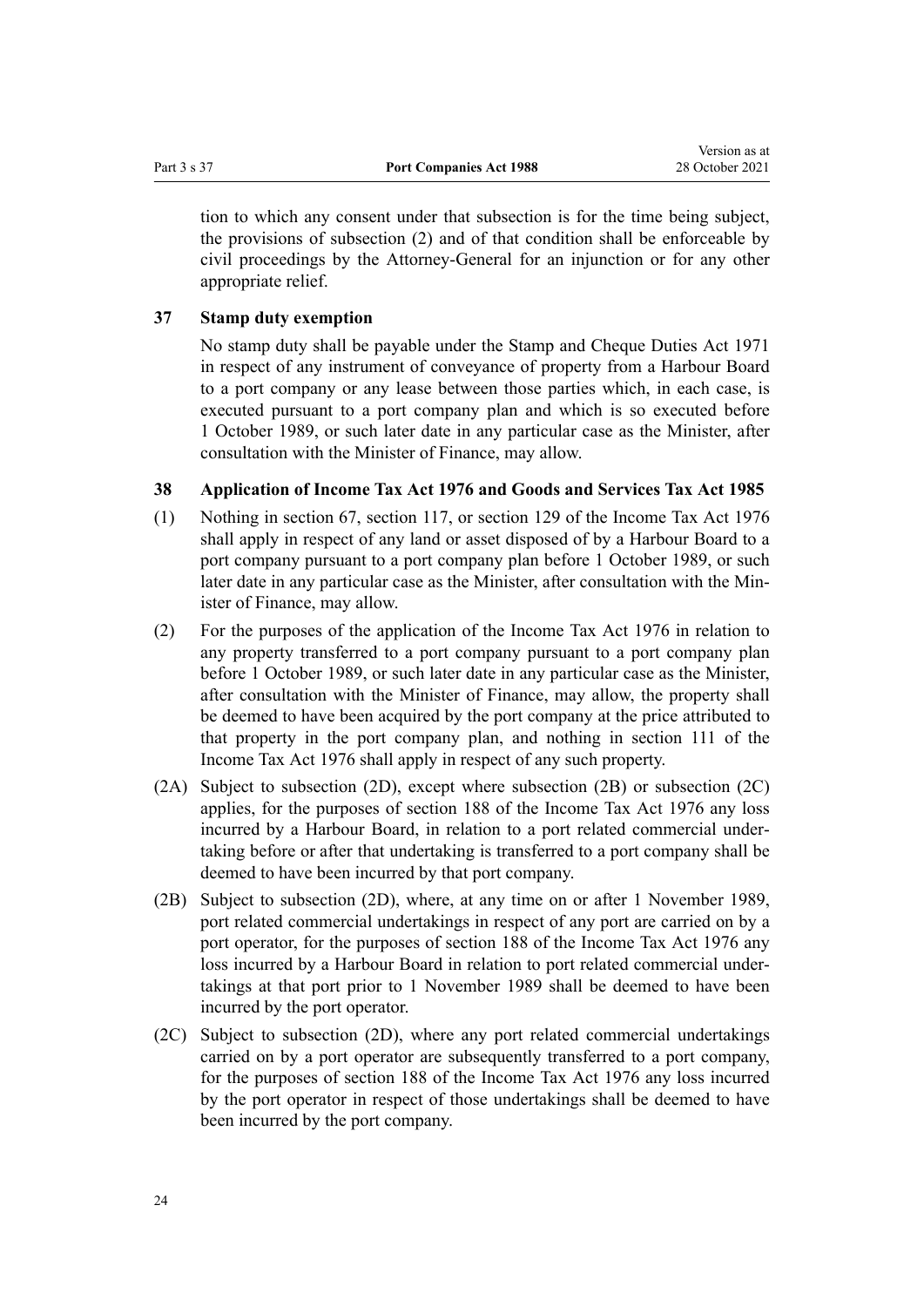tion to which any consent under that subsection is for the time being subject, the provisions of subsection (2) and of that condition shall be enforceable by civil proceedings by the Attorney-General for an injunction or for any other appropriate relief.

### 37 Stamp duty exemption

No stamp duty shall be payable under the Stamp and Cheque Duties Act 1971 in respect of any instrument of conveyance of property from a Harbour Board to a port company or any lease between those parties which, in each case, is executed pursuant to a port company plan and which is so executed before 1 October 1989, or such later date in any particular case as the Minister, after consultation with the Minister of Finance, may allow.

### 38 Application of Income Tax Act 1976 and Goods and Services Tax Act 1985

(1) Nothing in section 67, section 117, or section 129 of the Income Tax Act 1976 shall apply in respect of any land or asset disposed of by a Harbour Board to a port company pursuant to a port company plan before 1 October 1989, or such later date in any particular case as the Minister, after consultation with the Minister of Finance, may allow.

(2) For the purposes of the application of the Income Tax Act 1976 in relation to any property transferred to a port company pursuant to a port company plan before 1 October 1989, or such later date in any particular case as the Minister, after consultation with the Minister of Finance, may allow, the property shall be deemed to have been acquired by the port company at the price attributed to that property in the port company plan, and nothing in section 111 of the Income Tax Act 1976 shall apply in respect of any such property.

(2A) Subject to subsection (2D), except where subsection (2B) or subsection (2C) applies, for the purposes of section 188 of the Income Tax Act 1976 any loss incurred by a Harbour Board, in relation to a port related commercial undertaking before or after that undertaking is transferred to a port company shall be deemed to have been incurred by that port company.

(2B) Subject to subsection (2D), where, at any time on or after 1 November 1989, port related commercial undertakings in respect of any port are carried on by a port operator, for the purposes of section 188 of the Income Tax Act 1976 any loss incurred by a Harbour Board in relation to port related commercial undertakings at that port prior to 1 November 1989 shall be deemed to have been incurred by the port operator.

(2C) Subject to subsection (2D), where any port related commercial undertakings carried on by a port operator are subsequently transferred to a port company, for the purposes of section 188 of the Income Tax Act 1976 any loss incurred by the port operator in respect of those undertakings shall be deemed to have been incurred by the port company.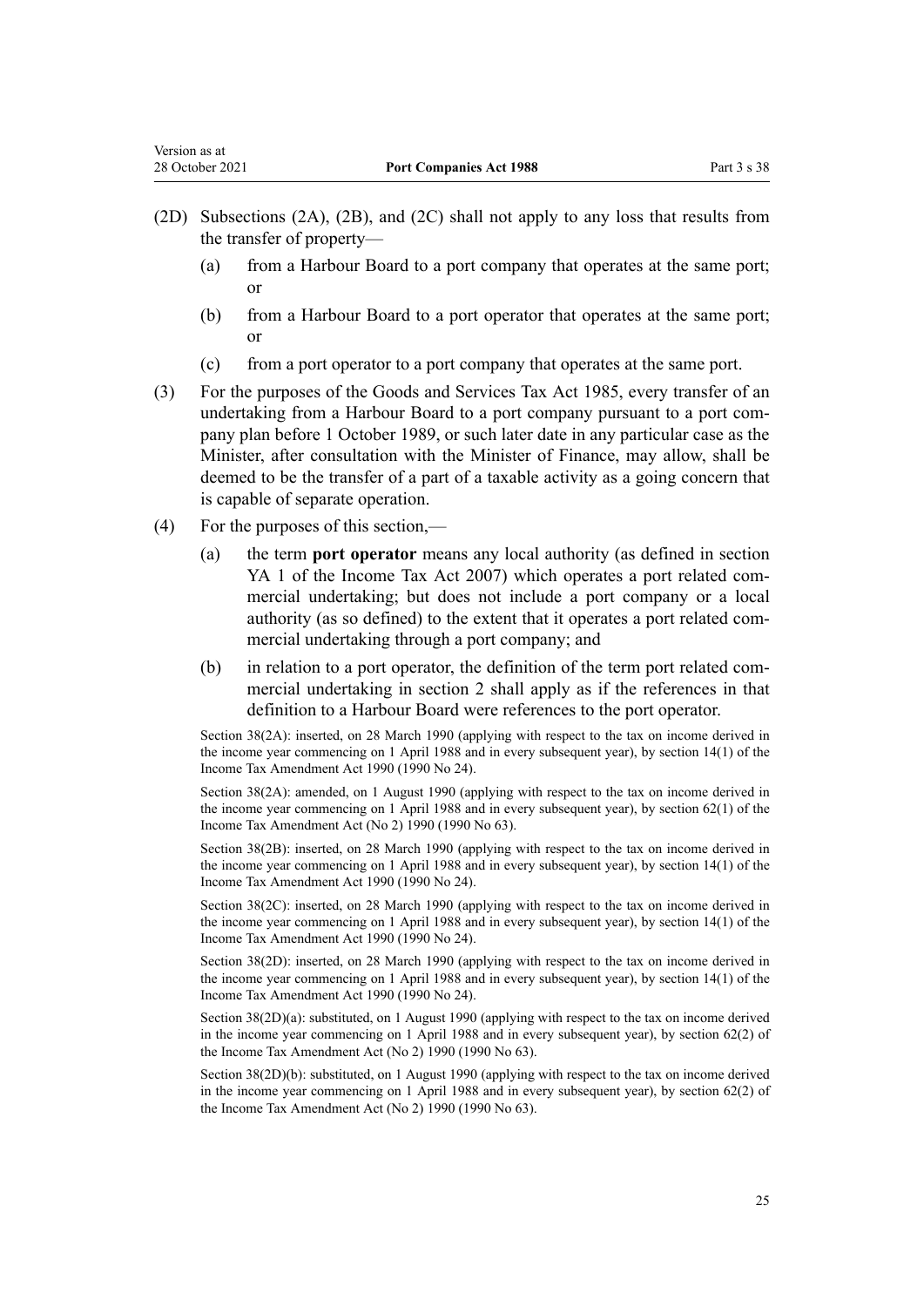(2D) Subsections (2A), (2B), and (2C) shall not apply to any loss that results from the transfer of property—

(a) from a Harbour Board to a port company that operates at the same port; or

(b) from a Harbour Board to a port operator that operates at the same port; or

(c) from a port operator to a port company that operates at the same port.

(3) For the purposes of the Goods and Services Tax Act 1985, every transfer of an undertaking from a Harbour Board to a port company pursuant to a port company plan before 1 October 1989, or such later date in any particular case as the Minister, after consultation with the Minister of Finance, may allow, shall be deemed to be the transfer of a part of a taxable activity as a going concern that is capable of separate operation.

(4) For the purposes of this section,—

(a) the term **port operator** means any local authority (as defined in section YA 1 of the Income Tax Act 2007) which operates a port related commercial undertaking; but does not include a port company or a local authority (as so defined) to the extent that it operates a port related commercial undertaking through a port company; and

(b) in relation to a port operator, the definition of the term port related commercial undertaking in section 2 shall apply as if the references in that definition to a Harbour Board were references to the port operator.

Section 38(2A): inserted, on 28 March 1990 (applying with respect to the tax on income derived in the income year commencing on 1 April 1988 and in every subsequent year), by section 14(1) of the Income Tax Amendment Act 1990 (1990 No 24).

Section 38(2A): amended, on 1 August 1990 (applying with respect to the tax on income derived in the income year commencing on 1 April 1988 and in every subsequent year), by section 62(1) of the Income Tax Amendment Act (No 2) 1990 (1990 No 63).

Section 38(2B): inserted, on 28 March 1990 (applying with respect to the tax on income derived in the income year commencing on 1 April 1988 and in every subsequent year), by section 14(1) of the Income Tax Amendment Act 1990 (1990 No 24).

Section 38(2C): inserted, on 28 March 1990 (applying with respect to the tax on income derived in the income year commencing on 1 April 1988 and in every subsequent year), by section 14(1) of the Income Tax Amendment Act 1990 (1990 No 24).

Section 38(2D): inserted, on 28 March 1990 (applying with respect to the tax on income derived in the income year commencing on 1 April 1988 and in every subsequent year), by section 14(1) of the Income Tax Amendment Act 1990 (1990 No 24).

Section 38(2D)(a): substituted, on 1 August 1990 (applying with respect to the tax on income derived in the income year commencing on 1 April 1988 and in every subsequent year), by section 62(2) of the Income Tax Amendment Act (No 2) 1990 (1990 No 63).

Section 38(2D)(b): substituted, on 1 August 1990 (applying with respect to the tax on income derived in the income year commencing on 1 April 1988 and in every subsequent year), by section 62(2) of the Income Tax Amendment Act (No 2) 1990 (1990 No 63).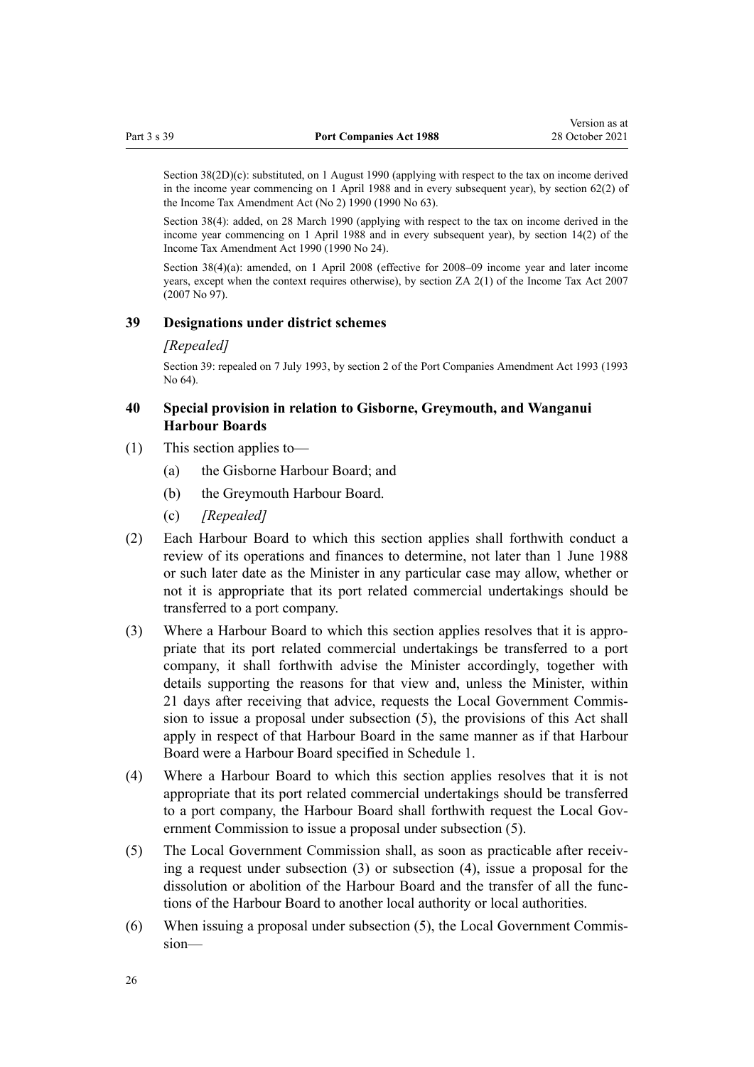Section 38(2D)(c): substituted, on 1 August 1990 (applying with respect to the tax on income derived in the income year commencing on 1 April 1988 and in every subsequent year), by section 62(2) of the Income Tax Amendment Act (No 2) 1990 (1990 No 63).

Section 38(4): added, on 28 March 1990 (applying with respect to the tax on income derived in the income year commencing on 1 April 1988 and in every subsequent year), by section 14(2) of the Income Tax Amendment Act 1990 (1990 No 24).

Section 38(4)(a): amended, on 1 April 2008 (effective for 2008–09 income year and later income years, except when the context requires otherwise), by section ZA 2(1) of the Income Tax Act 2007 (2007 No 97).

### 39 Designations under district schemes

*[Repealed]*

Section 39: repealed on 7 July 1993, by section 2 of the Port Companies Amendment Act 1993 (1993 No 64).

### 40 Special provision in relation to Gisborne, Greymouth, and Wanganui Harbour Boards

(1) This section applies to—

(a) the Gisborne Harbour Board; and

(b) the Greymouth Harbour Board.

(c) *[Repealed]*

(2) Each Harbour Board to which this section applies shall forthwith conduct a review of its operations and finances to determine, not later than 1 June 1988 or such later date as the Minister in any particular case may allow, whether or not it is appropriate that its port related commercial undertakings should be transferred to a port company.

(3) Where a Harbour Board to which this section applies resolves that it is appropriate that its port related commercial undertakings be transferred to a port company, it shall forthwith advise the Minister accordingly, together with details supporting the reasons for that view and, unless the Minister, within 21 days after receiving that advice, requests the Local Government Commission to issue a proposal under subsection (5), the provisions of this Act shall apply in respect of that Harbour Board in the same manner as if that Harbour Board were a Harbour Board specified in Schedule 1.

(4) Where a Harbour Board to which this section applies resolves that it is not appropriate that its port related commercial undertakings should be transferred to a port company, the Harbour Board shall forthwith request the Local Government Commission to issue a proposal under subsection (5).

(5) The Local Government Commission shall, as soon as practicable after receiving a request under subsection (3) or subsection (4), issue a proposal for the dissolution or abolition of the Harbour Board and the transfer of all the functions of the Harbour Board to another local authority or local authorities.

(6) When issuing a proposal under subsection (5), the Local Government Commission—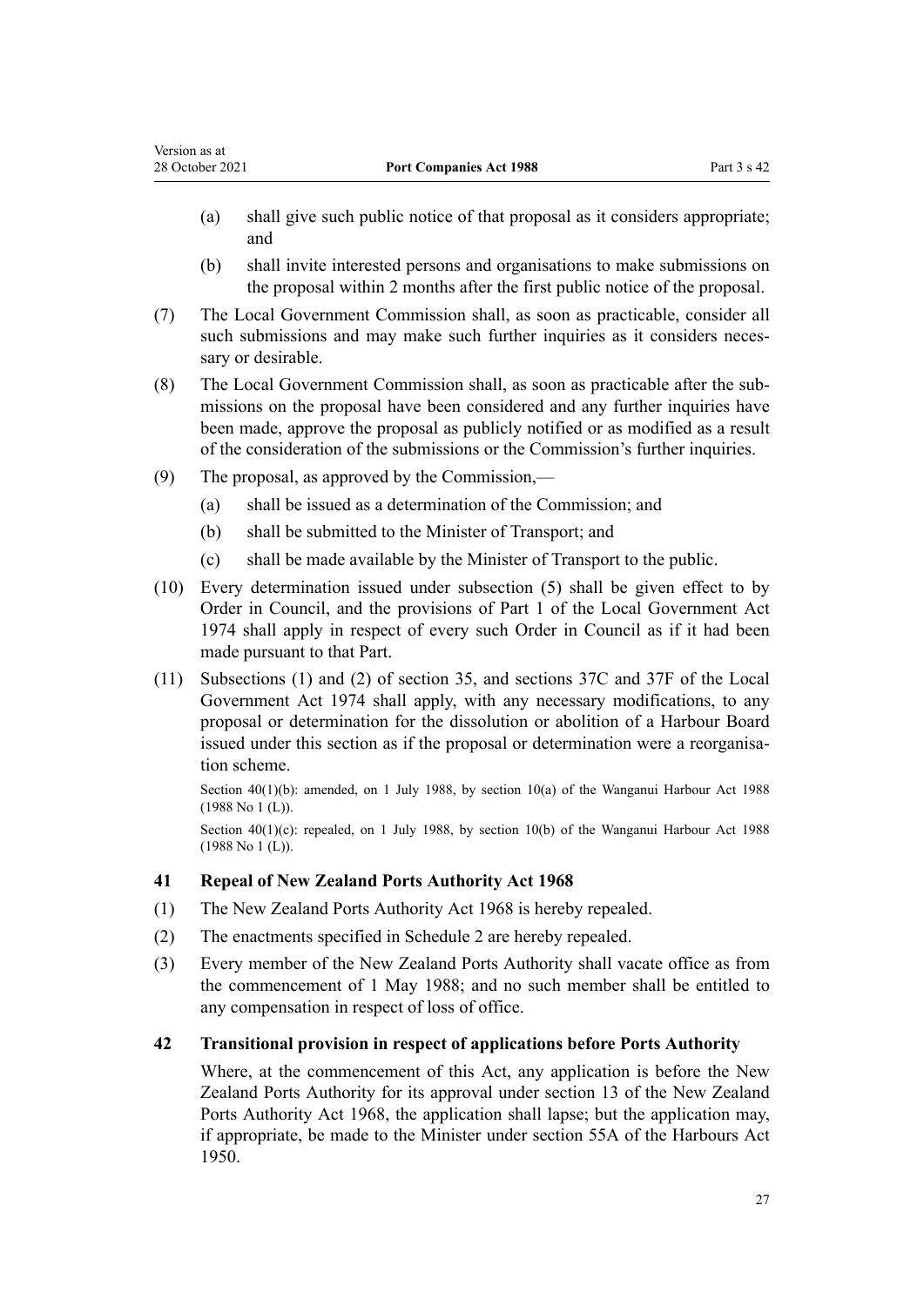(a) shall give such public notice of that proposal as it considers appropriate; and

(b) shall invite interested persons and organisations to make submissions on the proposal within 2 months after the first public notice of the proposal.

(7) The Local Government Commission shall, as soon as practicable, consider all such submissions and may make such further inquiries as it considers necessary or desirable.

(8) The Local Government Commission shall, as soon as practicable after the submissions on the proposal have been considered and any further inquiries have been made, approve the proposal as publicly notified or as modified as a result of the consideration of the submissions or the Commission's further inquiries.

(9) The proposal, as approved by the Commission,—

(a) shall be issued as a determination of the Commission; and

(b) shall be submitted to the Minister of Transport; and

(c) shall be made available by the Minister of Transport to the public.

(10) Every determination issued under subsection (5) shall be given effect to by Order in Council, and the provisions of Part 1 of the Local Government Act 1974 shall apply in respect of every such Order in Council as if it had been made pursuant to that Part.

(11) Subsections (1) and (2) of section 35, and sections 37C and 37F of the Local Government Act 1974 shall apply, with any necessary modifications, to any proposal or determination for the dissolution or abolition of a Harbour Board issued under this section as if the proposal or determination were a reorganisation scheme.

Section 40(1)(b): amended, on 1 July 1988, by section 10(a) of the Wanganui Harbour Act 1988 (1988 No 1 (L)).

Section 40(1)(c): repealed, on 1 July 1988, by section 10(b) of the Wanganui Harbour Act 1988 (1988 No 1 (L)).

### 41 Repeal of New Zealand Ports Authority Act 1968

(1) The New Zealand Ports Authority Act 1968 is hereby repealed.

(2) The enactments specified in Schedule 2 are hereby repealed.

(3) Every member of the New Zealand Ports Authority shall vacate office as from the commencement of 1 May 1988; and no such member shall be entitled to any compensation in respect of loss of office.

### 42 Transitional provision in respect of applications before Ports Authority

Where, at the commencement of this Act, any application is before the New Zealand Ports Authority for its approval under section 13 of the New Zealand Ports Authority Act 1968, the application shall lapse; but the application may, if appropriate, be made to the Minister under section 55A of the Harbours Act 1950.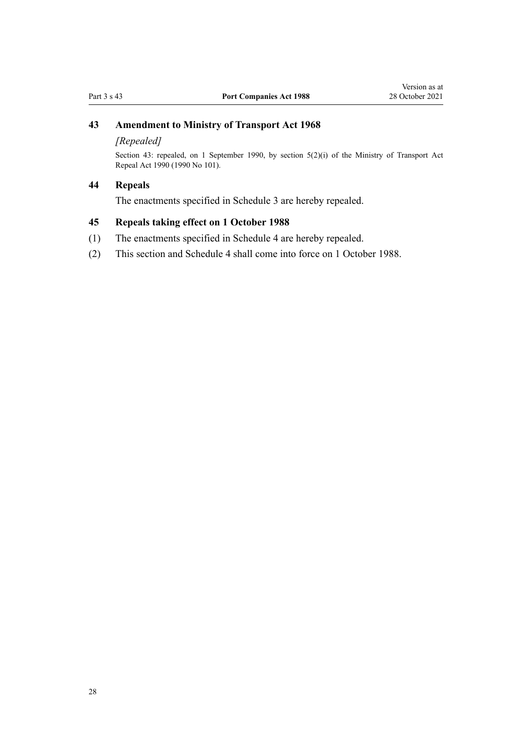## 43 Amendment to Ministry of Transport Act 1968

*[Repealed]*

Section 43: repealed, on 1 September 1990, by section 5(2)(i) of the Ministry of Transport Act Repeal Act 1990 (1990 No 101).

## 44 Repeals

The enactments specified in Schedule 3 are hereby repealed.

## 45 Repeals taking effect on 1 October 1988

(1) The enactments specified in Schedule 4 are hereby repealed.

(2) This section and Schedule 4 shall come into force on 1 October 1988.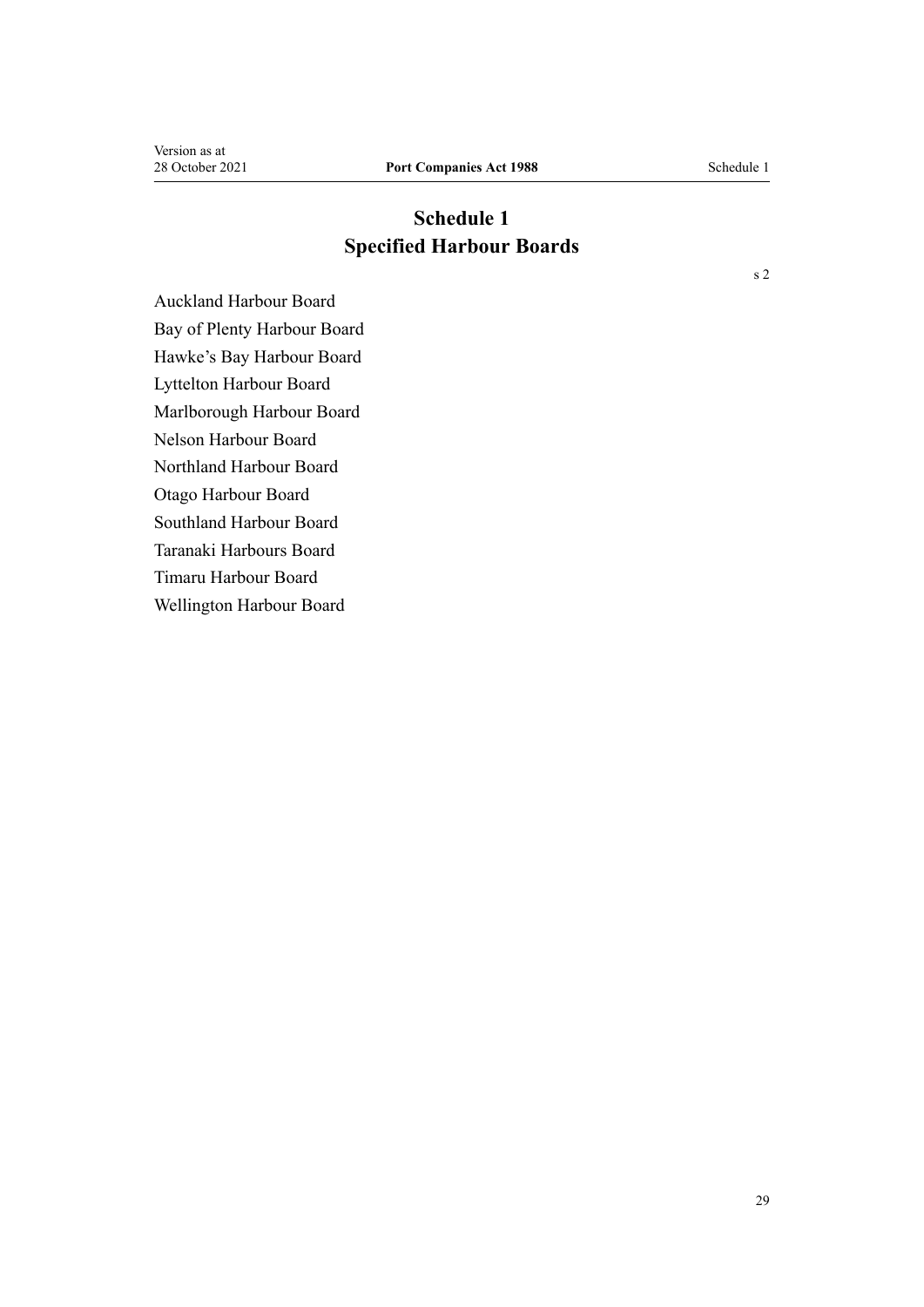# Schedule 1
# Specified Harbour Boards

s 2

Auckland Harbour Board

Bay of Plenty Harbour Board

Hawke's Bay Harbour Board

Lyttelton Harbour Board

Marlborough Harbour Board

Nelson Harbour Board

Northland Harbour Board

Otago Harbour Board

Southland Harbour Board

Taranaki Harbours Board

Timaru Harbour Board

Wellington Harbour Board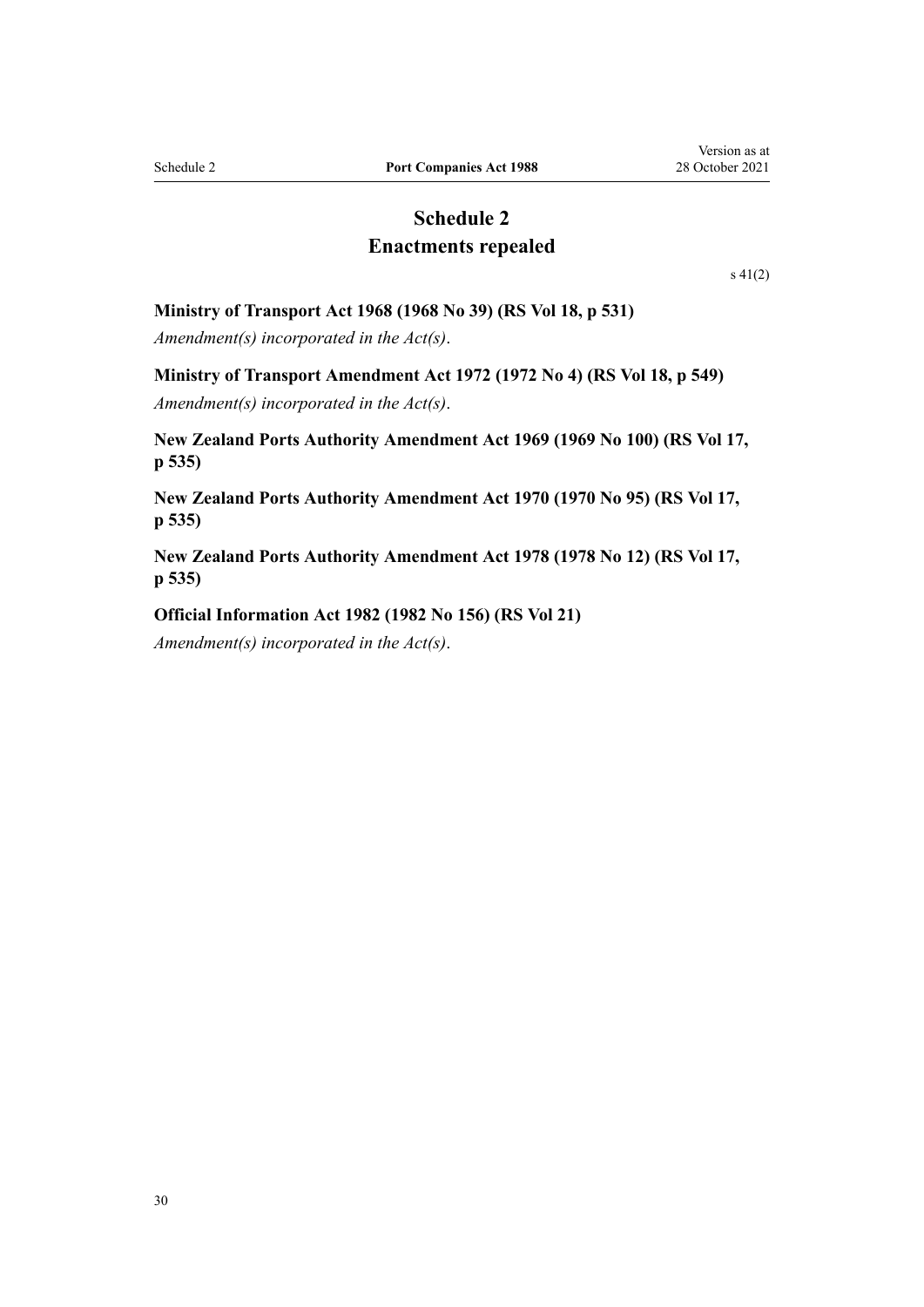# Schedule 2
## Enactments repealed

s 41(2)

**Ministry of Transport Act 1968 (1968 No 39) (RS Vol 18, p 531)**

*Amendment(s) incorporated in the Act(s).*

**Ministry of Transport Amendment Act 1972 (1972 No 4) (RS Vol 18, p 549)**

*Amendment(s) incorporated in the Act(s).*

**New Zealand Ports Authority Amendment Act 1969 (1969 No 100) (RS Vol 17, p 535)**

**New Zealand Ports Authority Amendment Act 1970 (1970 No 95) (RS Vol 17, p 535)**

**New Zealand Ports Authority Amendment Act 1978 (1978 No 12) (RS Vol 17, p 535)**

**Official Information Act 1982 (1982 No 156) (RS Vol 21)**

*Amendment(s) incorporated in the Act(s).*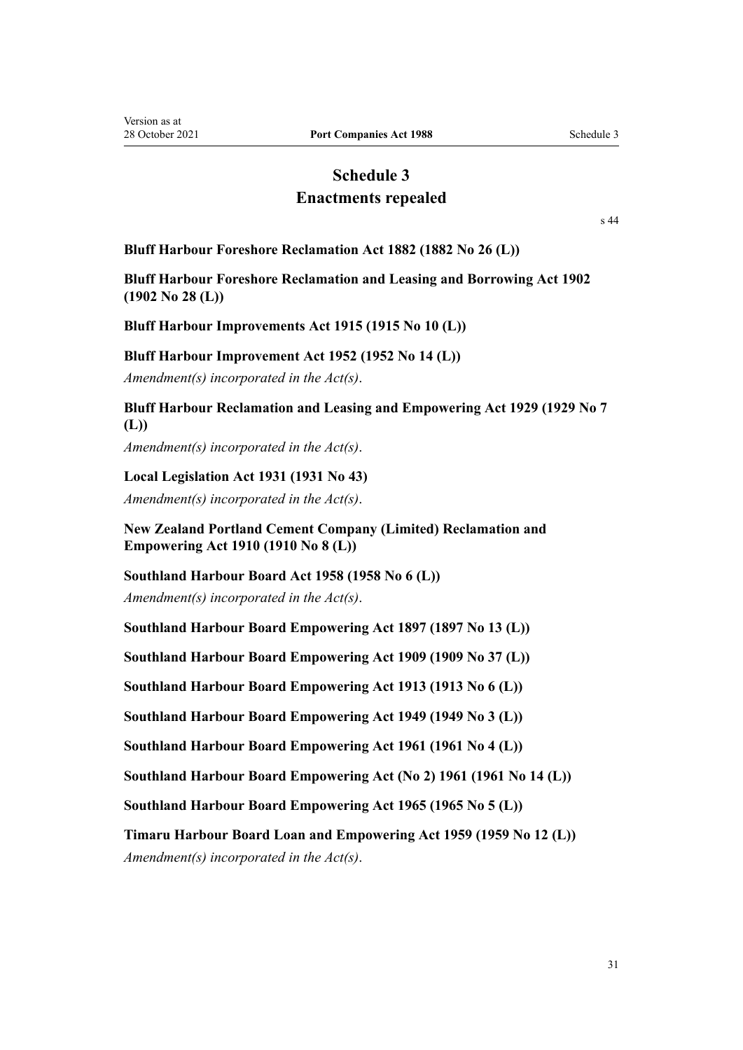# Schedule 3
## Enactments repealed

s 44

**Bluff Harbour Foreshore Reclamation Act 1882 (1882 No 26 (L))**

**Bluff Harbour Foreshore Reclamation and Leasing and Borrowing Act 1902 (1902 No 28 (L))**

**Bluff Harbour Improvements Act 1915 (1915 No 10 (L))**

**Bluff Harbour Improvement Act 1952 (1952 No 14 (L))**

*Amendment(s) incorporated in the Act(s).*

**Bluff Harbour Reclamation and Leasing and Empowering Act 1929 (1929 No 7 (L))**

*Amendment(s) incorporated in the Act(s).*

**Local Legislation Act 1931 (1931 No 43)**

*Amendment(s) incorporated in the Act(s).*

**New Zealand Portland Cement Company (Limited) Reclamation and Empowering Act 1910 (1910 No 8 (L))**

**Southland Harbour Board Act 1958 (1958 No 6 (L))**

*Amendment(s) incorporated in the Act(s).*

**Southland Harbour Board Empowering Act 1897 (1897 No 13 (L))**

**Southland Harbour Board Empowering Act 1909 (1909 No 37 (L))**

**Southland Harbour Board Empowering Act 1913 (1913 No 6 (L))**

**Southland Harbour Board Empowering Act 1949 (1949 No 3 (L))**

**Southland Harbour Board Empowering Act 1961 (1961 No 4 (L))**

**Southland Harbour Board Empowering Act (No 2) 1961 (1961 No 14 (L))**

**Southland Harbour Board Empowering Act 1965 (1965 No 5 (L))**

**Timaru Harbour Board Loan and Empowering Act 1959 (1959 No 12 (L))**

*Amendment(s) incorporated in the Act(s).*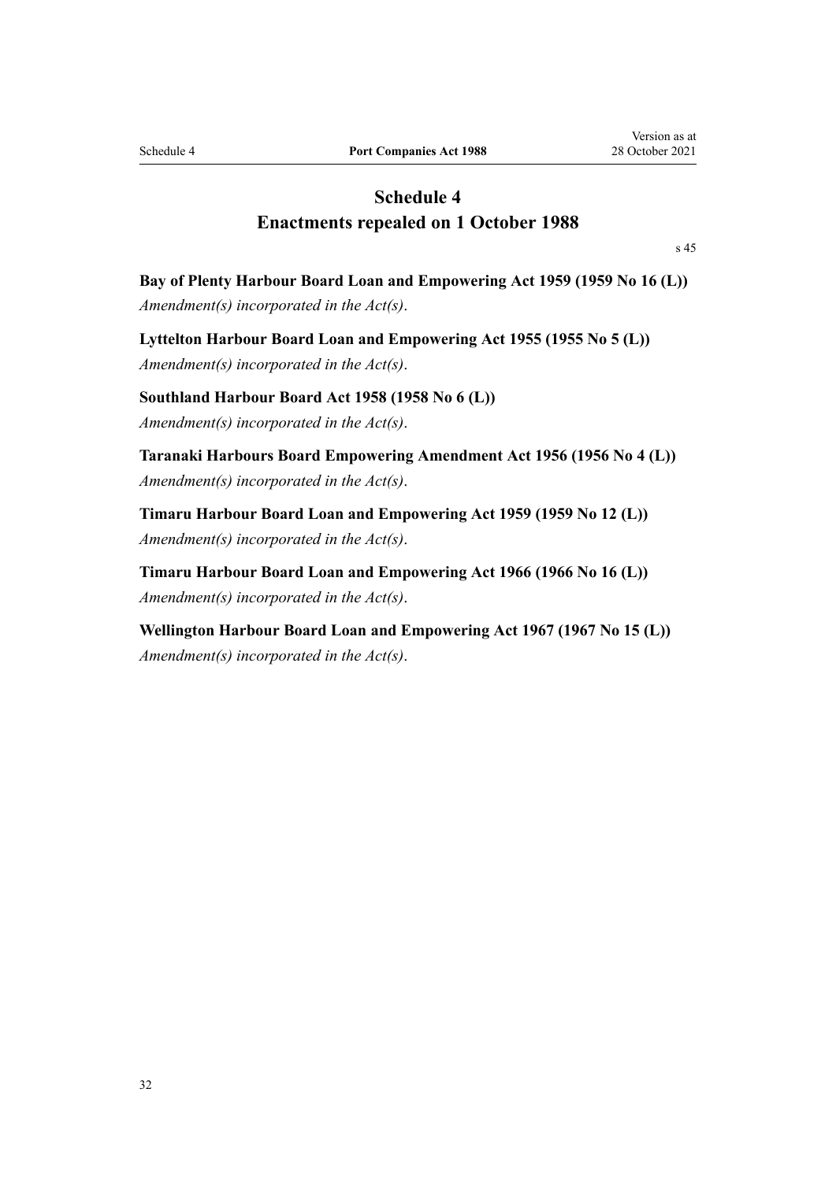# Schedule 4
# Enactments repealed on 1 October 1988

s 45

**Bay of Plenty Harbour Board Loan and Empowering Act 1959 (1959 No 16 (L))**

*Amendment(s) incorporated in the Act(s).*

**Lyttelton Harbour Board Loan and Empowering Act 1955 (1955 No 5 (L))**

*Amendment(s) incorporated in the Act(s).*

**Southland Harbour Board Act 1958 (1958 No 6 (L))**

*Amendment(s) incorporated in the Act(s).*

**Taranaki Harbours Board Empowering Amendment Act 1956 (1956 No 4 (L))**

*Amendment(s) incorporated in the Act(s).*

**Timaru Harbour Board Loan and Empowering Act 1959 (1959 No 12 (L))**

*Amendment(s) incorporated in the Act(s).*

**Timaru Harbour Board Loan and Empowering Act 1966 (1966 No 16 (L))**

*Amendment(s) incorporated in the Act(s).*

**Wellington Harbour Board Loan and Empowering Act 1967 (1967 No 15 (L))**

*Amendment(s) incorporated in the Act(s).*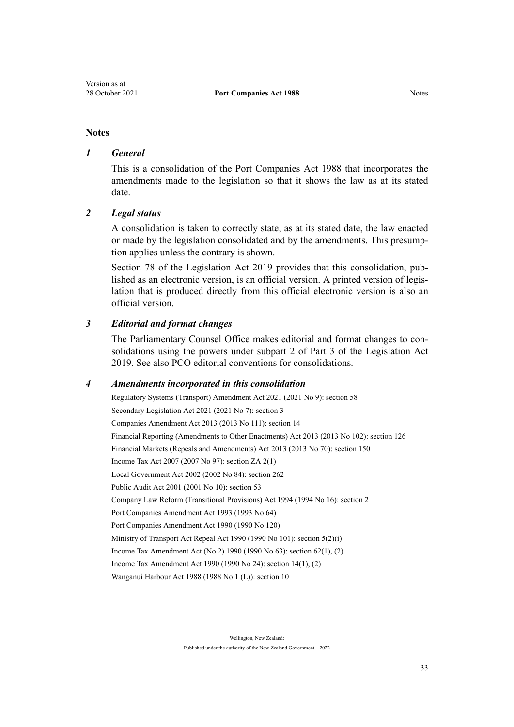## Notes

### *1 General*

This is a consolidation of the Port Companies Act 1988 that incorporates the amendments made to the legislation so that it shows the law as at its stated date.

### *2 Legal status*

A consolidation is taken to correctly state, as at its stated date, the law enacted or made by the legislation consolidated and by the amendments. This presumption applies unless the contrary is shown.

Section 78 of the Legislation Act 2019 provides that this consolidation, published as an electronic version, is an official version. A printed version of legislation that is produced directly from this official electronic version is also an official version.

### *3 Editorial and format changes*

The Parliamentary Counsel Office makes editorial and format changes to consolidations using the powers under subpart 2 of Part 3 of the Legislation Act 2019. See also PCO editorial conventions for consolidations.

### *4 Amendments incorporated in this consolidation*

Regulatory Systems (Transport) Amendment Act 2021 (2021 No 9): section 58

Secondary Legislation Act 2021 (2021 No 7): section 3

Companies Amendment Act 2013 (2013 No 111): section 14

Financial Reporting (Amendments to Other Enactments) Act 2013 (2013 No 102): section 126

Financial Markets (Repeals and Amendments) Act 2013 (2013 No 70): section 150

Income Tax Act 2007 (2007 No 97): section ZA 2(1)

Local Government Act 2002 (2002 No 84): section 262

Public Audit Act 2001 (2001 No 10): section 53

Company Law Reform (Transitional Provisions) Act 1994 (1994 No 16): section 2

Port Companies Amendment Act 1993 (1993 No 64)

Port Companies Amendment Act 1990 (1990 No 120)

Ministry of Transport Act Repeal Act 1990 (1990 No 101): section 5(2)(i)

Income Tax Amendment Act (No 2) 1990 (1990 No 63): section 62(1), (2)

Income Tax Amendment Act 1990 (1990 No 24): section 14(1), (2)

Wanganui Harbour Act 1988 (1988 No 1 (L)): section 10

Wellington, New Zealand:

Published under the authority of the New Zealand Government—2022